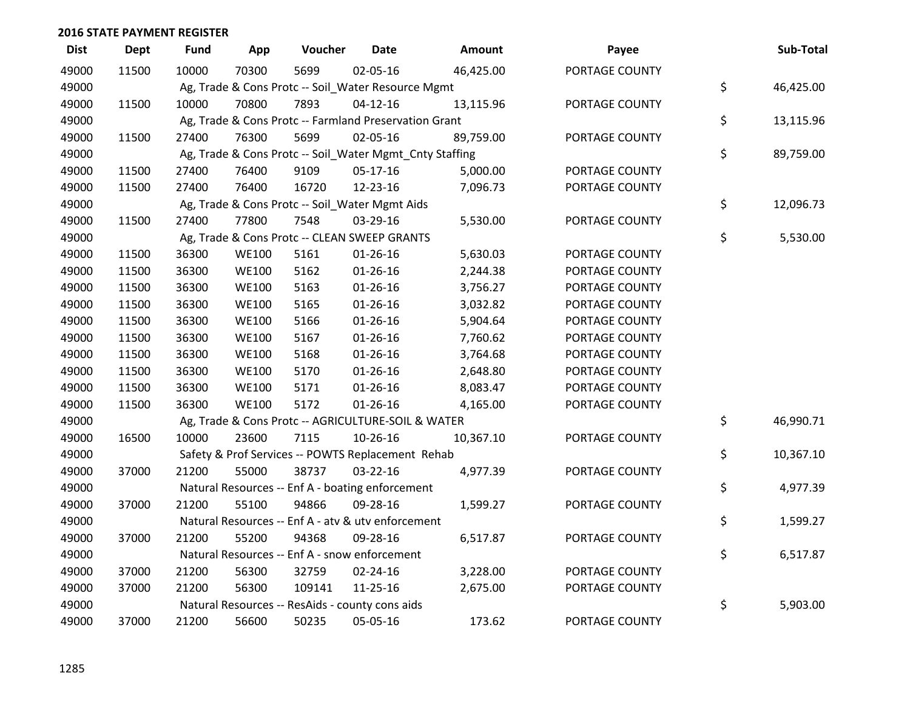## 2016 STATE PAYMENT REGISTER

| Dist | Dept | Fund | App | Voucher | Date | Amount | Payee | Sub-Total |
|---|---|---|---|---|---|---|---|---|
| 49000 | 11500 | 10000 | 70300 | 5699 | 02-05-16 | 46,425.00 | PORTAGE COUNTY | |
| 49000 | | Ag, Trade & Cons Protc -- Soil_Water Resource Mgmt | | | | | | $ 46,425.00 |
| 49000 | 11500 | 10000 | 70800 | 7893 | 04-12-16 | 13,115.96 | PORTAGE COUNTY | |
| 49000 | | Ag, Trade & Cons Protc -- Farmland Preservation Grant | | | | | | $ 13,115.96 |
| 49000 | 11500 | 27400 | 76300 | 5699 | 02-05-16 | 89,759.00 | PORTAGE COUNTY | |
| 49000 | | Ag, Trade & Cons Protc -- Soil_Water Mgmt_Cnty Staffing | | | | | | $ 89,759.00 |
| 49000 | 11500 | 27400 | 76400 | 9109 | 05-17-16 | 5,000.00 | PORTAGE COUNTY | |
| 49000 | 11500 | 27400 | 76400 | 16720 | 12-23-16 | 7,096.73 | PORTAGE COUNTY | |
| 49000 | | Ag, Trade & Cons Protc -- Soil_Water Mgmt Aids | | | | | | $ 12,096.73 |
| 49000 | 11500 | 27400 | 77800 | 7548 | 03-29-16 | 5,530.00 | PORTAGE COUNTY | |
| 49000 | | Ag, Trade & Cons Protc -- CLEAN SWEEP GRANTS | | | | | | $ 5,530.00 |
| 49000 | 11500 | 36300 | WE100 | 5161 | 01-26-16 | 5,630.03 | PORTAGE COUNTY | |
| 49000 | 11500 | 36300 | WE100 | 5162 | 01-26-16 | 2,244.38 | PORTAGE COUNTY | |
| 49000 | 11500 | 36300 | WE100 | 5163 | 01-26-16 | 3,756.27 | PORTAGE COUNTY | |
| 49000 | 11500 | 36300 | WE100 | 5165 | 01-26-16 | 3,032.82 | PORTAGE COUNTY | |
| 49000 | 11500 | 36300 | WE100 | 5166 | 01-26-16 | 5,904.64 | PORTAGE COUNTY | |
| 49000 | 11500 | 36300 | WE100 | 5167 | 01-26-16 | 7,760.62 | PORTAGE COUNTY | |
| 49000 | 11500 | 36300 | WE100 | 5168 | 01-26-16 | 3,764.68 | PORTAGE COUNTY | |
| 49000 | 11500 | 36300 | WE100 | 5170 | 01-26-16 | 2,648.80 | PORTAGE COUNTY | |
| 49000 | 11500 | 36300 | WE100 | 5171 | 01-26-16 | 8,083.47 | PORTAGE COUNTY | |
| 49000 | 11500 | 36300 | WE100 | 5172 | 01-26-16 | 4,165.00 | PORTAGE COUNTY | |
| 49000 | | Ag, Trade & Cons Protc -- AGRICULTURE-SOIL & WATER | | | | | | $ 46,990.71 |
| 49000 | 16500 | 10000 | 23600 | 7115 | 10-26-16 | 10,367.10 | PORTAGE COUNTY | |
| 49000 | | Safety & Prof Services -- POWTS Replacement Rehab | | | | | | $ 10,367.10 |
| 49000 | 37000 | 21200 | 55000 | 38737 | 03-22-16 | 4,977.39 | PORTAGE COUNTY | |
| 49000 | | Natural Resources -- Enf A - boating enforcement | | | | | | $ 4,977.39 |
| 49000 | 37000 | 21200 | 55100 | 94866 | 09-28-16 | 1,599.27 | PORTAGE COUNTY | |
| 49000 | | Natural Resources -- Enf A - atv & utv enforcement | | | | | | $ 1,599.27 |
| 49000 | 37000 | 21200 | 55200 | 94368 | 09-28-16 | 6,517.87 | PORTAGE COUNTY | |
| 49000 | | Natural Resources -- Enf A - snow enforcement | | | | | | $ 6,517.87 |
| 49000 | 37000 | 21200 | 56300 | 32759 | 02-24-16 | 3,228.00 | PORTAGE COUNTY | |
| 49000 | 37000 | 21200 | 56300 | 109141 | 11-25-16 | 2,675.00 | PORTAGE COUNTY | |
| 49000 | | Natural Resources -- ResAids - county cons aids | | | | | | $ 5,903.00 |
| 49000 | 37000 | 21200 | 56600 | 50235 | 05-05-16 | 173.62 | PORTAGE COUNTY | |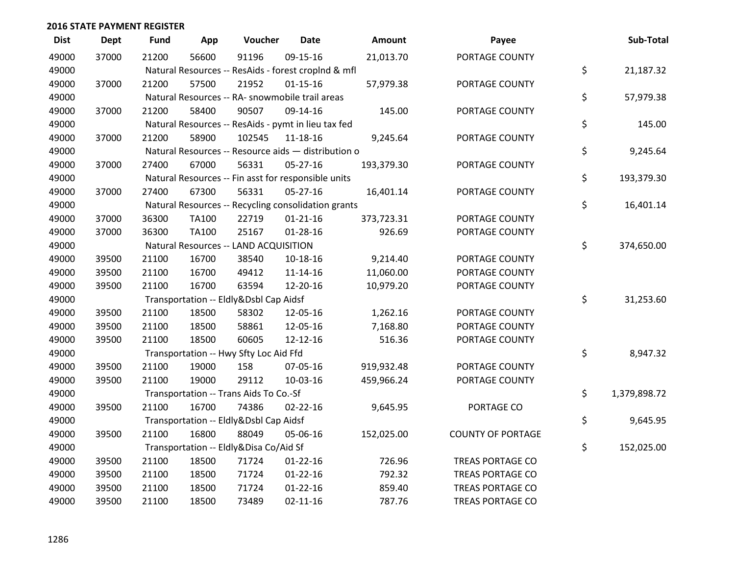## 2016 STATE PAYMENT REGISTER

| Dist | Dept | Fund | App | Voucher | Date | Amount | Payee | Sub-Total |
|---|---|---|---|---|---|---|---|---|
| 49000 | 37000 | 21200 | 56600 | 91196 | 09-15-16 | 21,013.70 | PORTAGE COUNTY | |
| 49000 | | Natural Resources -- ResAids - forest croplnd & mfl | | | | | | $ 21,187.32 |
| 49000 | 37000 | 21200 | 57500 | 21952 | 01-15-16 | 57,979.38 | PORTAGE COUNTY | |
| 49000 | | Natural Resources -- RA- snowmobile trail areas | | | | | | $ 57,979.38 |
| 49000 | 37000 | 21200 | 58400 | 90507 | 09-14-16 | 145.00 | PORTAGE COUNTY | |
| 49000 | | Natural Resources -- ResAids - pymt in lieu tax fed | | | | | | $ 145.00 |
| 49000 | 37000 | 21200 | 58900 | 102545 | 11-18-16 | 9,245.64 | PORTAGE COUNTY | |
| 49000 | | Natural Resources -- Resource aids — distribution o | | | | | | $ 9,245.64 |
| 49000 | 37000 | 27400 | 67000 | 56331 | 05-27-16 | 193,379.30 | PORTAGE COUNTY | |
| 49000 | | Natural Resources -- Fin asst for responsible units | | | | | | $ 193,379.30 |
| 49000 | 37000 | 27400 | 67300 | 56331 | 05-27-16 | 16,401.14 | PORTAGE COUNTY | |
| 49000 | | Natural Resources -- Recycling consolidation grants | | | | | | $ 16,401.14 |
| 49000 | 37000 | 36300 | TA100 | 22719 | 01-21-16 | 373,723.31 | PORTAGE COUNTY | |
| 49000 | 37000 | 36300 | TA100 | 25167 | 01-28-16 | 926.69 | PORTAGE COUNTY | |
| 49000 | | Natural Resources -- LAND ACQUISITION | | | | | | $ 374,650.00 |
| 49000 | 39500 | 21100 | 16700 | 38540 | 10-18-16 | 9,214.40 | PORTAGE COUNTY | |
| 49000 | 39500 | 21100 | 16700 | 49412 | 11-14-16 | 11,060.00 | PORTAGE COUNTY | |
| 49000 | 39500 | 21100 | 16700 | 63594 | 12-20-16 | 10,979.20 | PORTAGE COUNTY | |
| 49000 | | Transportation -- Eldly&Dsbl Cap Aidsf | | | | | | $ 31,253.60 |
| 49000 | 39500 | 21100 | 18500 | 58302 | 12-05-16 | 1,262.16 | PORTAGE COUNTY | |
| 49000 | 39500 | 21100 | 18500 | 58861 | 12-05-16 | 7,168.80 | PORTAGE COUNTY | |
| 49000 | 39500 | 21100 | 18500 | 60605 | 12-12-16 | 516.36 | PORTAGE COUNTY | |
| 49000 | | Transportation -- Hwy Sfty Loc Aid Ffd | | | | | | $ 8,947.32 |
| 49000 | 39500 | 21100 | 19000 | 158 | 07-05-16 | 919,932.48 | PORTAGE COUNTY | |
| 49000 | 39500 | 21100 | 19000 | 29112 | 10-03-16 | 459,966.24 | PORTAGE COUNTY | |
| 49000 | | Transportation -- Trans Aids To Co.-Sf | | | | | | $ 1,379,898.72 |
| 49000 | 39500 | 21100 | 16700 | 74386 | 02-22-16 | 9,645.95 | PORTAGE CO | |
| 49000 | | Transportation -- Eldly&Dsbl Cap Aidsf | | | | | | $ 9,645.95 |
| 49000 | 39500 | 21100 | 16800 | 88049 | 05-06-16 | 152,025.00 | COUNTY OF PORTAGE | |
| 49000 | | Transportation -- Eldly&Disa Co/Aid Sf | | | | | | $ 152,025.00 |
| 49000 | 39500 | 21100 | 18500 | 71724 | 01-22-16 | 726.96 | TREAS PORTAGE CO | |
| 49000 | 39500 | 21100 | 18500 | 71724 | 01-22-16 | 792.32 | TREAS PORTAGE CO | |
| 49000 | 39500 | 21100 | 18500 | 71724 | 01-22-16 | 859.40 | TREAS PORTAGE CO | |
| 49000 | 39500 | 21100 | 18500 | 73489 | 02-11-16 | 787.76 | TREAS PORTAGE CO | |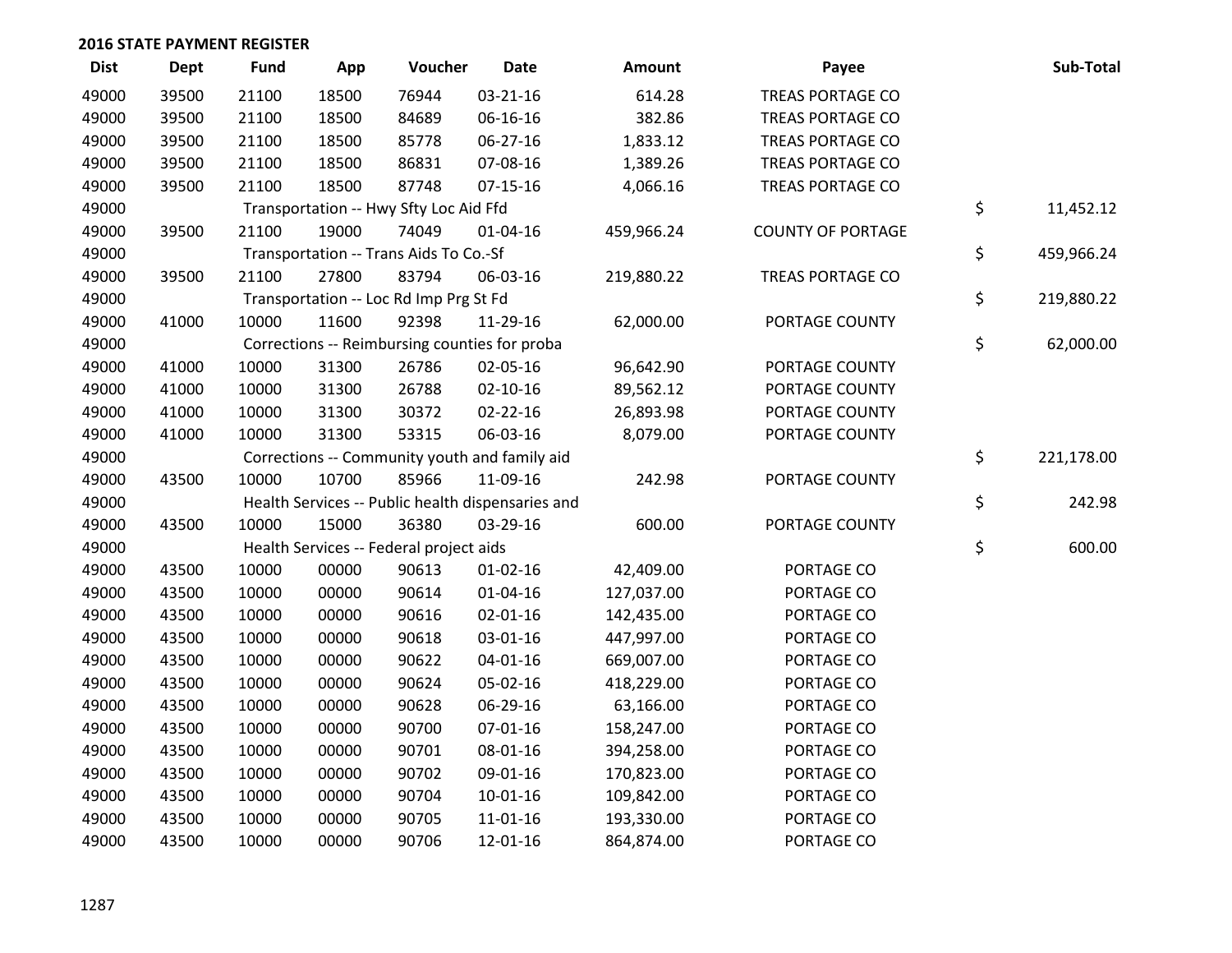## 2016 STATE PAYMENT REGISTER

| Dist | Dept | Fund | App | Voucher | Date | Amount | Payee | Sub-Total |
|---|---|---|---|---|---|---|---|---|
| 49000 | 39500 | 21100 | 18500 | 76944 | 03-21-16 | 614.28 | TREAS PORTAGE CO | |
| 49000 | 39500 | 21100 | 18500 | 84689 | 06-16-16 | 382.86 | TREAS PORTAGE CO | |
| 49000 | 39500 | 21100 | 18500 | 85778 | 06-27-16 | 1,833.12 | TREAS PORTAGE CO | |
| 49000 | 39500 | 21100 | 18500 | 86831 | 07-08-16 | 1,389.26 | TREAS PORTAGE CO | |
| 49000 | 39500 | 21100 | 18500 | 87748 | 07-15-16 | 4,066.16 | TREAS PORTAGE CO | |
| 49000 | | Transportation -- Hwy Sfty Loc Aid Ffd | | | | | | $ 11,452.12 |
| 49000 | 39500 | 21100 | 19000 | 74049 | 01-04-16 | 459,966.24 | COUNTY OF PORTAGE | |
| 49000 | | Transportation -- Trans Aids To Co.-Sf | | | | | | $ 459,966.24 |
| 49000 | 39500 | 21100 | 27800 | 83794 | 06-03-16 | 219,880.22 | TREAS PORTAGE CO | |
| 49000 | | Transportation -- Loc Rd Imp Prg St Fd | | | | | | $ 219,880.22 |
| 49000 | 41000 | 10000 | 11600 | 92398 | 11-29-16 | 62,000.00 | PORTAGE COUNTY | |
| 49000 | | Corrections -- Reimbursing counties for proba | | | | | | $ 62,000.00 |
| 49000 | 41000 | 10000 | 31300 | 26786 | 02-05-16 | 96,642.90 | PORTAGE COUNTY | |
| 49000 | 41000 | 10000 | 31300 | 26788 | 02-10-16 | 89,562.12 | PORTAGE COUNTY | |
| 49000 | 41000 | 10000 | 31300 | 30372 | 02-22-16 | 26,893.98 | PORTAGE COUNTY | |
| 49000 | 41000 | 10000 | 31300 | 53315 | 06-03-16 | 8,079.00 | PORTAGE COUNTY | |
| 49000 | | Corrections -- Community youth and family aid | | | | | | $ 221,178.00 |
| 49000 | 43500 | 10000 | 10700 | 85966 | 11-09-16 | 242.98 | PORTAGE COUNTY | |
| 49000 | | Health Services -- Public health dispensaries and | | | | | | $ 242.98 |
| 49000 | 43500 | 10000 | 15000 | 36380 | 03-29-16 | 600.00 | PORTAGE COUNTY | |
| 49000 | | Health Services -- Federal project aids | | | | | | $ 600.00 |
| 49000 | 43500 | 10000 | 00000 | 90613 | 01-02-16 | 42,409.00 | PORTAGE CO | |
| 49000 | 43500 | 10000 | 00000 | 90614 | 01-04-16 | 127,037.00 | PORTAGE CO | |
| 49000 | 43500 | 10000 | 00000 | 90616 | 02-01-16 | 142,435.00 | PORTAGE CO | |
| 49000 | 43500 | 10000 | 00000 | 90618 | 03-01-16 | 447,997.00 | PORTAGE CO | |
| 49000 | 43500 | 10000 | 00000 | 90622 | 04-01-16 | 669,007.00 | PORTAGE CO | |
| 49000 | 43500 | 10000 | 00000 | 90624 | 05-02-16 | 418,229.00 | PORTAGE CO | |
| 49000 | 43500 | 10000 | 00000 | 90628 | 06-29-16 | 63,166.00 | PORTAGE CO | |
| 49000 | 43500 | 10000 | 00000 | 90700 | 07-01-16 | 158,247.00 | PORTAGE CO | |
| 49000 | 43500 | 10000 | 00000 | 90701 | 08-01-16 | 394,258.00 | PORTAGE CO | |
| 49000 | 43500 | 10000 | 00000 | 90702 | 09-01-16 | 170,823.00 | PORTAGE CO | |
| 49000 | 43500 | 10000 | 00000 | 90704 | 10-01-16 | 109,842.00 | PORTAGE CO | |
| 49000 | 43500 | 10000 | 00000 | 90705 | 11-01-16 | 193,330.00 | PORTAGE CO | |
| 49000 | 43500 | 10000 | 00000 | 90706 | 12-01-16 | 864,874.00 | PORTAGE CO | |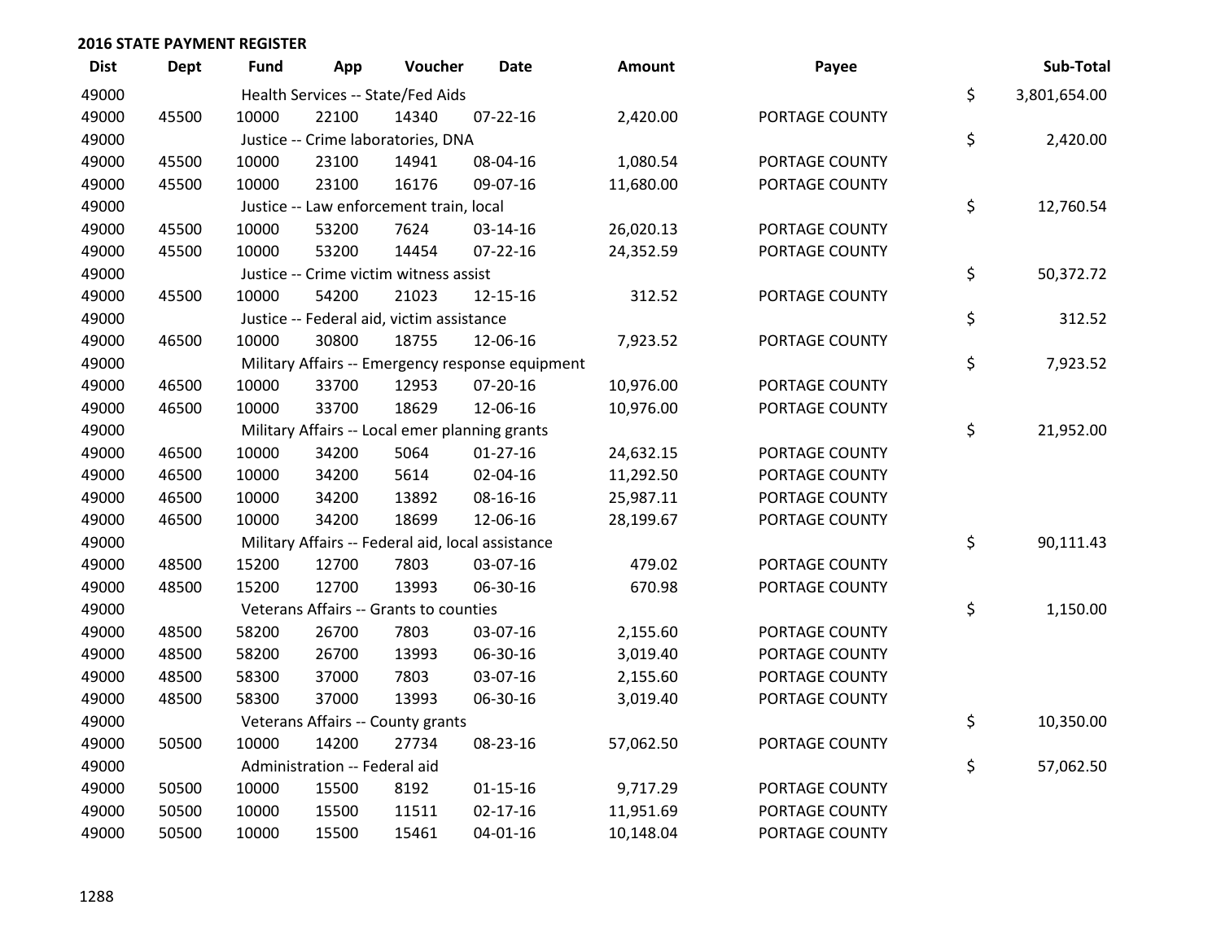## 2016 STATE PAYMENT REGISTER

| Dist | Dept | Fund | App | Voucher | Date | Amount | Payee | | Sub-Total |
|---|---|---|---|---|---|---|---|---|---|
| 49000 | | Health Services -- State/Fed Aids | | | | | | $ | 3,801,654.00 |
| 49000 | 45500 | 10000 | 22100 | 14340 | 07-22-16 | 2,420.00 | PORTAGE COUNTY | | |
| 49000 | | Justice -- Crime laboratories, DNA | | | | | | $ | 2,420.00 |
| 49000 | 45500 | 10000 | 23100 | 14941 | 08-04-16 | 1,080.54 | PORTAGE COUNTY | | |
| 49000 | 45500 | 10000 | 23100 | 16176 | 09-07-16 | 11,680.00 | PORTAGE COUNTY | | |
| 49000 | | Justice -- Law enforcement train, local | | | | | | $ | 12,760.54 |
| 49000 | 45500 | 10000 | 53200 | 7624 | 03-14-16 | 26,020.13 | PORTAGE COUNTY | | |
| 49000 | 45500 | 10000 | 53200 | 14454 | 07-22-16 | 24,352.59 | PORTAGE COUNTY | | |
| 49000 | | Justice -- Crime victim witness assist | | | | | | $ | 50,372.72 |
| 49000 | 45500 | 10000 | 54200 | 21023 | 12-15-16 | 312.52 | PORTAGE COUNTY | | |
| 49000 | | Justice -- Federal aid, victim assistance | | | | | | $ | 312.52 |
| 49000 | 46500 | 10000 | 30800 | 18755 | 12-06-16 | 7,923.52 | PORTAGE COUNTY | | |
| 49000 | | Military Affairs -- Emergency response equipment | | | | | | $ | 7,923.52 |
| 49000 | 46500 | 10000 | 33700 | 12953 | 07-20-16 | 10,976.00 | PORTAGE COUNTY | | |
| 49000 | 46500 | 10000 | 33700 | 18629 | 12-06-16 | 10,976.00 | PORTAGE COUNTY | | |
| 49000 | | Military Affairs -- Local emer planning grants | | | | | | $ | 21,952.00 |
| 49000 | 46500 | 10000 | 34200 | 5064 | 01-27-16 | 24,632.15 | PORTAGE COUNTY | | |
| 49000 | 46500 | 10000 | 34200 | 5614 | 02-04-16 | 11,292.50 | PORTAGE COUNTY | | |
| 49000 | 46500 | 10000 | 34200 | 13892 | 08-16-16 | 25,987.11 | PORTAGE COUNTY | | |
| 49000 | 46500 | 10000 | 34200 | 18699 | 12-06-16 | 28,199.67 | PORTAGE COUNTY | | |
| 49000 | | Military Affairs -- Federal aid, local assistance | | | | | | $ | 90,111.43 |
| 49000 | 48500 | 15200 | 12700 | 7803 | 03-07-16 | 479.02 | PORTAGE COUNTY | | |
| 49000 | 48500 | 15200 | 12700 | 13993 | 06-30-16 | 670.98 | PORTAGE COUNTY | | |
| 49000 | | Veterans Affairs -- Grants to counties | | | | | | $ | 1,150.00 |
| 49000 | 48500 | 58200 | 26700 | 7803 | 03-07-16 | 2,155.60 | PORTAGE COUNTY | | |
| 49000 | 48500 | 58200 | 26700 | 13993 | 06-30-16 | 3,019.40 | PORTAGE COUNTY | | |
| 49000 | 48500 | 58300 | 37000 | 7803 | 03-07-16 | 2,155.60 | PORTAGE COUNTY | | |
| 49000 | 48500 | 58300 | 37000 | 13993 | 06-30-16 | 3,019.40 | PORTAGE COUNTY | | |
| 49000 | | Veterans Affairs -- County grants | | | | | | $ | 10,350.00 |
| 49000 | 50500 | 10000 | 14200 | 27734 | 08-23-16 | 57,062.50 | PORTAGE COUNTY | | |
| 49000 | | Administration -- Federal aid | | | | | | $ | 57,062.50 |
| 49000 | 50500 | 10000 | 15500 | 8192 | 01-15-16 | 9,717.29 | PORTAGE COUNTY | | |
| 49000 | 50500 | 10000 | 15500 | 11511 | 02-17-16 | 11,951.69 | PORTAGE COUNTY | | |
| 49000 | 50500 | 10000 | 15500 | 15461 | 04-01-16 | 10,148.04 | PORTAGE COUNTY | | |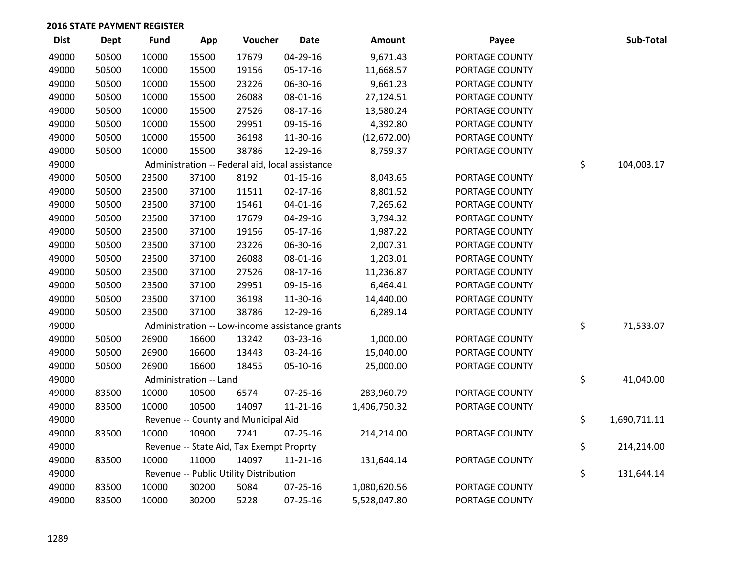## 2016 STATE PAYMENT REGISTER

| Dist | Dept | Fund | App | Voucher | Date | Amount | Payee | | Sub-Total |
|---|---|---|---|---|---|---|---|---|---|
| 49000 | 50500 | 10000 | 15500 | 17679 | 04-29-16 | 9,671.43 | PORTAGE COUNTY | | |
| 49000 | 50500 | 10000 | 15500 | 19156 | 05-17-16 | 11,668.57 | PORTAGE COUNTY | | |
| 49000 | 50500 | 10000 | 15500 | 23226 | 06-30-16 | 9,661.23 | PORTAGE COUNTY | | |
| 49000 | 50500 | 10000 | 15500 | 26088 | 08-01-16 | 27,124.51 | PORTAGE COUNTY | | |
| 49000 | 50500 | 10000 | 15500 | 27526 | 08-17-16 | 13,580.24 | PORTAGE COUNTY | | |
| 49000 | 50500 | 10000 | 15500 | 29951 | 09-15-16 | 4,392.80 | PORTAGE COUNTY | | |
| 49000 | 50500 | 10000 | 15500 | 36198 | 11-30-16 | (12,672.00) | PORTAGE COUNTY | | |
| 49000 | 50500 | 10000 | 15500 | 38786 | 12-29-16 | 8,759.37 | PORTAGE COUNTY | | |
| 49000 | | Administration -- Federal aid, local assistance | | | | | | $ | 104,003.17 |
| 49000 | 50500 | 23500 | 37100 | 8192 | 01-15-16 | 8,043.65 | PORTAGE COUNTY | | |
| 49000 | 50500 | 23500 | 37100 | 11511 | 02-17-16 | 8,801.52 | PORTAGE COUNTY | | |
| 49000 | 50500 | 23500 | 37100 | 15461 | 04-01-16 | 7,265.62 | PORTAGE COUNTY | | |
| 49000 | 50500 | 23500 | 37100 | 17679 | 04-29-16 | 3,794.32 | PORTAGE COUNTY | | |
| 49000 | 50500 | 23500 | 37100 | 19156 | 05-17-16 | 1,987.22 | PORTAGE COUNTY | | |
| 49000 | 50500 | 23500 | 37100 | 23226 | 06-30-16 | 2,007.31 | PORTAGE COUNTY | | |
| 49000 | 50500 | 23500 | 37100 | 26088 | 08-01-16 | 1,203.01 | PORTAGE COUNTY | | |
| 49000 | 50500 | 23500 | 37100 | 27526 | 08-17-16 | 11,236.87 | PORTAGE COUNTY | | |
| 49000 | 50500 | 23500 | 37100 | 29951 | 09-15-16 | 6,464.41 | PORTAGE COUNTY | | |
| 49000 | 50500 | 23500 | 37100 | 36198 | 11-30-16 | 14,440.00 | PORTAGE COUNTY | | |
| 49000 | 50500 | 23500 | 37100 | 38786 | 12-29-16 | 6,289.14 | PORTAGE COUNTY | | |
| 49000 | | Administration -- Low-income assistance grants | | | | | | $ | 71,533.07 |
| 49000 | 50500 | 26900 | 16600 | 13242 | 03-23-16 | 1,000.00 | PORTAGE COUNTY | | |
| 49000 | 50500 | 26900 | 16600 | 13443 | 03-24-16 | 15,040.00 | PORTAGE COUNTY | | |
| 49000 | 50500 | 26900 | 16600 | 18455 | 05-10-16 | 25,000.00 | PORTAGE COUNTY | | |
| 49000 | | Administration -- Land | | | | | | $ | 41,040.00 |
| 49000 | 83500 | 10000 | 10500 | 6574 | 07-25-16 | 283,960.79 | PORTAGE COUNTY | | |
| 49000 | 83500 | 10000 | 10500 | 14097 | 11-21-16 | 1,406,750.32 | PORTAGE COUNTY | | |
| 49000 | | Revenue -- County and Municipal Aid | | | | | | $ | 1,690,711.11 |
| 49000 | 83500 | 10000 | 10900 | 7241 | 07-25-16 | 214,214.00 | PORTAGE COUNTY | | |
| 49000 | | Revenue -- State Aid, Tax Exempt Proprty | | | | | | $ | 214,214.00 |
| 49000 | 83500 | 10000 | 11000 | 14097 | 11-21-16 | 131,644.14 | PORTAGE COUNTY | | |
| 49000 | | Revenue -- Public Utility Distribution | | | | | | $ | 131,644.14 |
| 49000 | 83500 | 10000 | 30200 | 5084 | 07-25-16 | 1,080,620.56 | PORTAGE COUNTY | | |
| 49000 | 83500 | 10000 | 30200 | 5228 | 07-25-16 | 5,528,047.80 | PORTAGE COUNTY | | |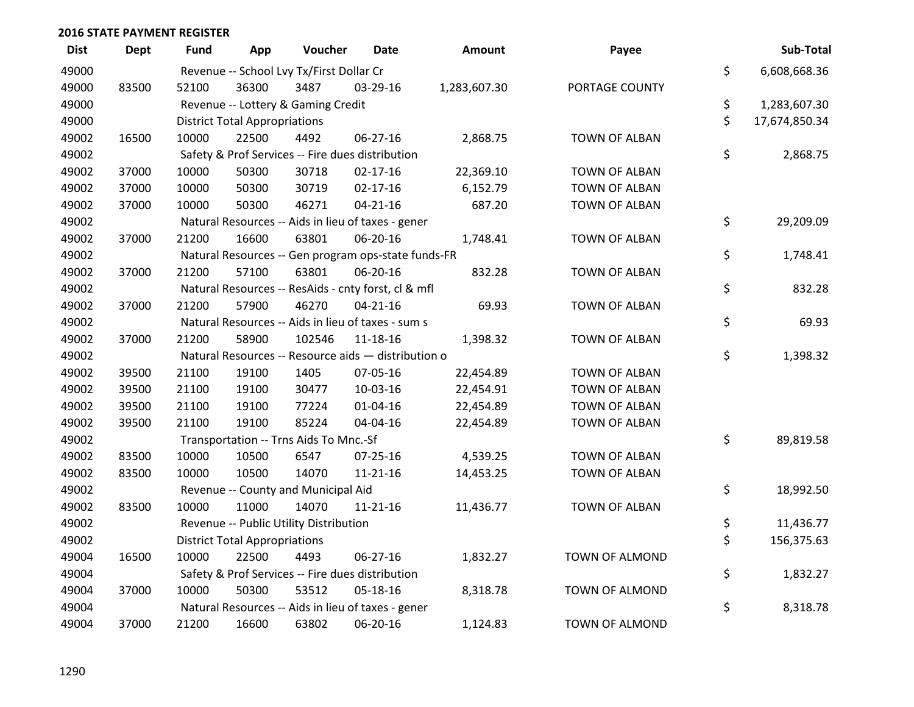## 2016 STATE PAYMENT REGISTER

| Dist | Dept | Fund | App | Voucher | Date | Amount | Payee | Sub-Total |
|---|---|---|---|---|---|---|---|---|
| 49000 | | Revenue -- School Lvy Tx/First Dollar Cr | | | | | | $ 6,608,668.36 |
| 49000 | 83500 | 52100 | 36300 | 3487 | 03-29-16 | 1,283,607.30 | PORTAGE COUNTY | |
| 49000 | | Revenue -- Lottery & Gaming Credit | | | | | | $ 1,283,607.30 |
| 49000 | | District Total Appropriations | | | | | | $ 17,674,850.34 |
| 49002 | 16500 | 10000 | 22500 | 4492 | 06-27-16 | 2,868.75 | TOWN OF ALBAN | |
| 49002 | | Safety & Prof Services -- Fire dues distribution | | | | | | $ 2,868.75 |
| 49002 | 37000 | 10000 | 50300 | 30718 | 02-17-16 | 22,369.10 | TOWN OF ALBAN | |
| 49002 | 37000 | 10000 | 50300 | 30719 | 02-17-16 | 6,152.79 | TOWN OF ALBAN | |
| 49002 | 37000 | 10000 | 50300 | 46271 | 04-21-16 | 687.20 | TOWN OF ALBAN | |
| 49002 | | Natural Resources -- Aids in lieu of taxes - gener | | | | | | $ 29,209.09 |
| 49002 | 37000 | 21200 | 16600 | 63801 | 06-20-16 | 1,748.41 | TOWN OF ALBAN | |
| 49002 | | Natural Resources -- Gen program ops-state funds-FR | | | | | | $ 1,748.41 |
| 49002 | 37000 | 21200 | 57100 | 63801 | 06-20-16 | 832.28 | TOWN OF ALBAN | |
| 49002 | | Natural Resources -- ResAids - cnty forst, cl & mfl | | | | | | $ 832.28 |
| 49002 | 37000 | 21200 | 57900 | 46270 | 04-21-16 | 69.93 | TOWN OF ALBAN | |
| 49002 | | Natural Resources -- Aids in lieu of taxes - sum s | | | | | | $ 69.93 |
| 49002 | 37000 | 21200 | 58900 | 102546 | 11-18-16 | 1,398.32 | TOWN OF ALBAN | |
| 49002 | | Natural Resources -- Resource aids — distribution o | | | | | | $ 1,398.32 |
| 49002 | 39500 | 21100 | 19100 | 1405 | 07-05-16 | 22,454.89 | TOWN OF ALBAN | |
| 49002 | 39500 | 21100 | 19100 | 30477 | 10-03-16 | 22,454.91 | TOWN OF ALBAN | |
| 49002 | 39500 | 21100 | 19100 | 77224 | 01-04-16 | 22,454.89 | TOWN OF ALBAN | |
| 49002 | 39500 | 21100 | 19100 | 85224 | 04-04-16 | 22,454.89 | TOWN OF ALBAN | |
| 49002 | | Transportation -- Trns Aids To Mnc.-Sf | | | | | | $ 89,819.58 |
| 49002 | 83500 | 10000 | 10500 | 6547 | 07-25-16 | 4,539.25 | TOWN OF ALBAN | |
| 49002 | 83500 | 10000 | 10500 | 14070 | 11-21-16 | 14,453.25 | TOWN OF ALBAN | |
| 49002 | | Revenue -- County and Municipal Aid | | | | | | $ 18,992.50 |
| 49002 | 83500 | 10000 | 11000 | 14070 | 11-21-16 | 11,436.77 | TOWN OF ALBAN | |
| 49002 | | Revenue -- Public Utility Distribution | | | | | | $ 11,436.77 |
| 49002 | | District Total Appropriations | | | | | | $ 156,375.63 |
| 49004 | 16500 | 10000 | 22500 | 4493 | 06-27-16 | 1,832.27 | TOWN OF ALMOND | |
| 49004 | | Safety & Prof Services -- Fire dues distribution | | | | | | $ 1,832.27 |
| 49004 | 37000 | 10000 | 50300 | 53512 | 05-18-16 | 8,318.78 | TOWN OF ALMOND | |
| 49004 | | Natural Resources -- Aids in lieu of taxes - gener | | | | | | $ 8,318.78 |
| 49004 | 37000 | 21200 | 16600 | 63802 | 06-20-16 | 1,124.83 | TOWN OF ALMOND | |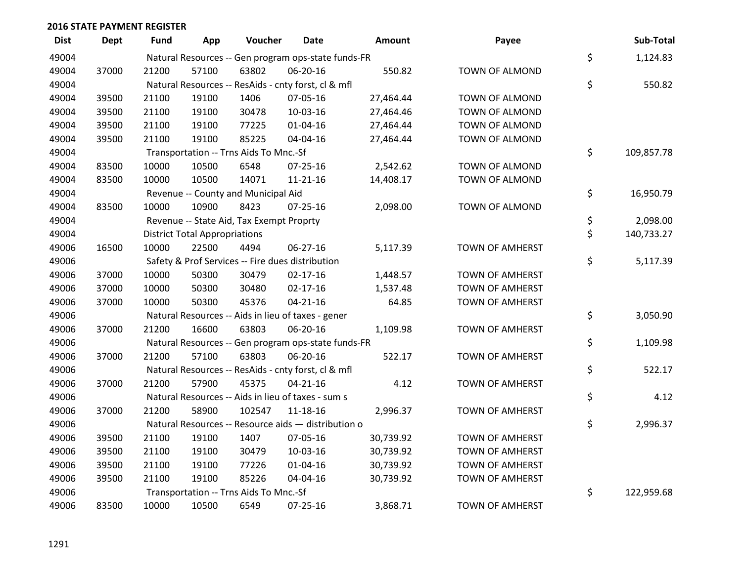## 2016 STATE PAYMENT REGISTER

| Dist | Dept | Fund | App | Voucher | Date | Amount | Payee | | Sub-Total |
|---|---|---|---|---|---|---|---|---|---|
| 49004 | | Natural Resources -- Gen program ops-state funds-FR | | | | | | $ | 1,124.83 |
| 49004 | 37000 | 21200 | 57100 | 63802 | 06-20-16 | 550.82 | TOWN OF ALMOND | | |
| 49004 | | Natural Resources -- ResAids - cnty forst, cl & mfl | | | | | | $ | 550.82 |
| 49004 | 39500 | 21100 | 19100 | 1406 | 07-05-16 | 27,464.44 | TOWN OF ALMOND | | |
| 49004 | 39500 | 21100 | 19100 | 30478 | 10-03-16 | 27,464.46 | TOWN OF ALMOND | | |
| 49004 | 39500 | 21100 | 19100 | 77225 | 01-04-16 | 27,464.44 | TOWN OF ALMOND | | |
| 49004 | 39500 | 21100 | 19100 | 85225 | 04-04-16 | 27,464.44 | TOWN OF ALMOND | | |
| 49004 | | Transportation -- Trns Aids To Mnc.-Sf | | | | | | $ | 109,857.78 |
| 49004 | 83500 | 10000 | 10500 | 6548 | 07-25-16 | 2,542.62 | TOWN OF ALMOND | | |
| 49004 | 83500 | 10000 | 10500 | 14071 | 11-21-16 | 14,408.17 | TOWN OF ALMOND | | |
| 49004 | | Revenue -- County and Municipal Aid | | | | | | $ | 16,950.79 |
| 49004 | 83500 | 10000 | 10900 | 8423 | 07-25-16 | 2,098.00 | TOWN OF ALMOND | | |
| 49004 | | Revenue -- State Aid, Tax Exempt Proprty | | | | | | $ | 2,098.00 |
| 49004 | | District Total Appropriations | | | | | | $ | 140,733.27 |
| 49006 | 16500 | 10000 | 22500 | 4494 | 06-27-16 | 5,117.39 | TOWN OF AMHERST | | |
| 49006 | | Safety & Prof Services -- Fire dues distribution | | | | | | $ | 5,117.39 |
| 49006 | 37000 | 10000 | 50300 | 30479 | 02-17-16 | 1,448.57 | TOWN OF AMHERST | | |
| 49006 | 37000 | 10000 | 50300 | 30480 | 02-17-16 | 1,537.48 | TOWN OF AMHERST | | |
| 49006 | 37000 | 10000 | 50300 | 45376 | 04-21-16 | 64.85 | TOWN OF AMHERST | | |
| 49006 | | Natural Resources -- Aids in lieu of taxes - gener | | | | | | $ | 3,050.90 |
| 49006 | 37000 | 21200 | 16600 | 63803 | 06-20-16 | 1,109.98 | TOWN OF AMHERST | | |
| 49006 | | Natural Resources -- Gen program ops-state funds-FR | | | | | | $ | 1,109.98 |
| 49006 | 37000 | 21200 | 57100 | 63803 | 06-20-16 | 522.17 | TOWN OF AMHERST | | |
| 49006 | | Natural Resources -- ResAids - cnty forst, cl & mfl | | | | | | $ | 522.17 |
| 49006 | 37000 | 21200 | 57900 | 45375 | 04-21-16 | 4.12 | TOWN OF AMHERST | | |
| 49006 | | Natural Resources -- Aids in lieu of taxes - sum s | | | | | | $ | 4.12 |
| 49006 | 37000 | 21200 | 58900 | 102547 | 11-18-16 | 2,996.37 | TOWN OF AMHERST | | |
| 49006 | | Natural Resources -- Resource aids — distribution o | | | | | | $ | 2,996.37 |
| 49006 | 39500 | 21100 | 19100 | 1407 | 07-05-16 | 30,739.92 | TOWN OF AMHERST | | |
| 49006 | 39500 | 21100 | 19100 | 30479 | 10-03-16 | 30,739.92 | TOWN OF AMHERST | | |
| 49006 | 39500 | 21100 | 19100 | 77226 | 01-04-16 | 30,739.92 | TOWN OF AMHERST | | |
| 49006 | 39500 | 21100 | 19100 | 85226 | 04-04-16 | 30,739.92 | TOWN OF AMHERST | | |
| 49006 | | Transportation -- Trns Aids To Mnc.-Sf | | | | | | $ | 122,959.68 |
| 49006 | 83500 | 10000 | 10500 | 6549 | 07-25-16 | 3,868.71 | TOWN OF AMHERST | | |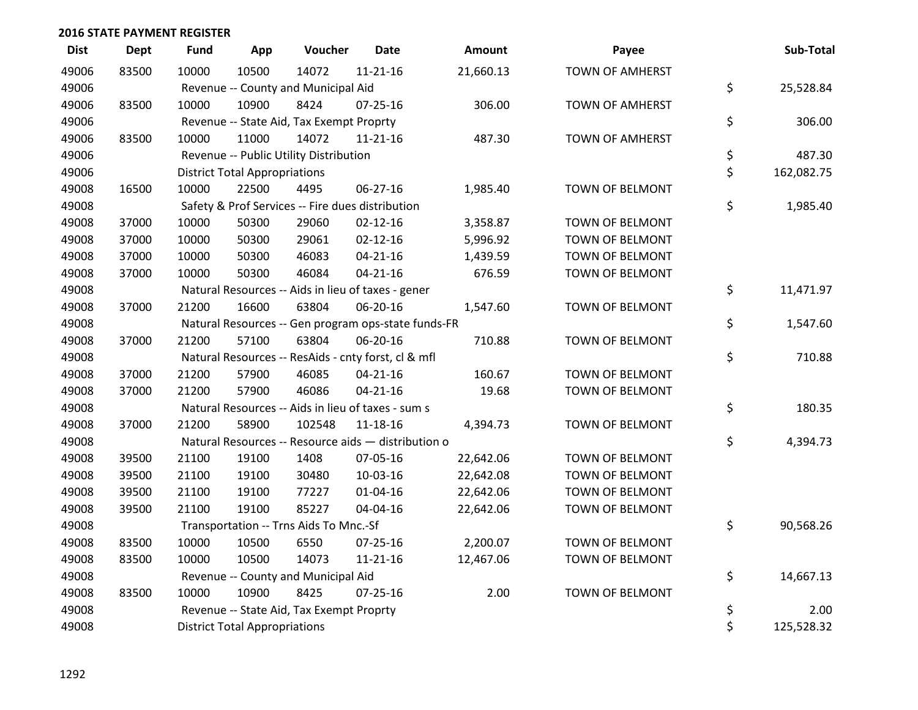## 2016 STATE PAYMENT REGISTER

| Dist | Dept | Fund | App | Voucher | Date | Amount | Payee | Sub-Total |
|---|---|---|---|---|---|---|---|---|
| 49006 | 83500 | 10000 | 10500 | 14072 | 11-21-16 | 21,660.13 | TOWN OF AMHERST | |
| 49006 | | Revenue -- County and Municipal Aid | | | | | | $ 25,528.84 |
| 49006 | 83500 | 10000 | 10900 | 8424 | 07-25-16 | 306.00 | TOWN OF AMHERST | |
| 49006 | | Revenue -- State Aid, Tax Exempt Proprty | | | | | | $ 306.00 |
| 49006 | 83500 | 10000 | 11000 | 14072 | 11-21-16 | 487.30 | TOWN OF AMHERST | |
| 49006 | | Revenue -- Public Utility Distribution | | | | | | $ 487.30 |
| 49006 | | District Total Appropriations | | | | | | $ 162,082.75 |
| 49008 | 16500 | 10000 | 22500 | 4495 | 06-27-16 | 1,985.40 | TOWN OF BELMONT | |
| 49008 | | Safety & Prof Services -- Fire dues distribution | | | | | | $ 1,985.40 |
| 49008 | 37000 | 10000 | 50300 | 29060 | 02-12-16 | 3,358.87 | TOWN OF BELMONT | |
| 49008 | 37000 | 10000 | 50300 | 29061 | 02-12-16 | 5,996.92 | TOWN OF BELMONT | |
| 49008 | 37000 | 10000 | 50300 | 46083 | 04-21-16 | 1,439.59 | TOWN OF BELMONT | |
| 49008 | 37000 | 10000 | 50300 | 46084 | 04-21-16 | 676.59 | TOWN OF BELMONT | |
| 49008 | | Natural Resources -- Aids in lieu of taxes - gener | | | | | | $ 11,471.97 |
| 49008 | 37000 | 21200 | 16600 | 63804 | 06-20-16 | 1,547.60 | TOWN OF BELMONT | |
| 49008 | | Natural Resources -- Gen program ops-state funds-FR | | | | | | $ 1,547.60 |
| 49008 | 37000 | 21200 | 57100 | 63804 | 06-20-16 | 710.88 | TOWN OF BELMONT | |
| 49008 | | Natural Resources -- ResAids - cnty forst, cl & mfl | | | | | | $ 710.88 |
| 49008 | 37000 | 21200 | 57900 | 46085 | 04-21-16 | 160.67 | TOWN OF BELMONT | |
| 49008 | 37000 | 21200 | 57900 | 46086 | 04-21-16 | 19.68 | TOWN OF BELMONT | |
| 49008 | | Natural Resources -- Aids in lieu of taxes - sum s | | | | | | $ 180.35 |
| 49008 | 37000 | 21200 | 58900 | 102548 | 11-18-16 | 4,394.73 | TOWN OF BELMONT | |
| 49008 | | Natural Resources -- Resource aids — distribution o | | | | | | $ 4,394.73 |
| 49008 | 39500 | 21100 | 19100 | 1408 | 07-05-16 | 22,642.06 | TOWN OF BELMONT | |
| 49008 | 39500 | 21100 | 19100 | 30480 | 10-03-16 | 22,642.08 | TOWN OF BELMONT | |
| 49008 | 39500 | 21100 | 19100 | 77227 | 01-04-16 | 22,642.06 | TOWN OF BELMONT | |
| 49008 | 39500 | 21100 | 19100 | 85227 | 04-04-16 | 22,642.06 | TOWN OF BELMONT | |
| 49008 | | Transportation -- Trns Aids To Mnc.-Sf | | | | | | $ 90,568.26 |
| 49008 | 83500 | 10000 | 10500 | 6550 | 07-25-16 | 2,200.07 | TOWN OF BELMONT | |
| 49008 | 83500 | 10000 | 10500 | 14073 | 11-21-16 | 12,467.06 | TOWN OF BELMONT | |
| 49008 | | Revenue -- County and Municipal Aid | | | | | | $ 14,667.13 |
| 49008 | 83500 | 10000 | 10900 | 8425 | 07-25-16 | 2.00 | TOWN OF BELMONT | |
| 49008 | | Revenue -- State Aid, Tax Exempt Proprty | | | | | | $ 2.00 |
| 49008 | | District Total Appropriations | | | | | | $ 125,528.32 |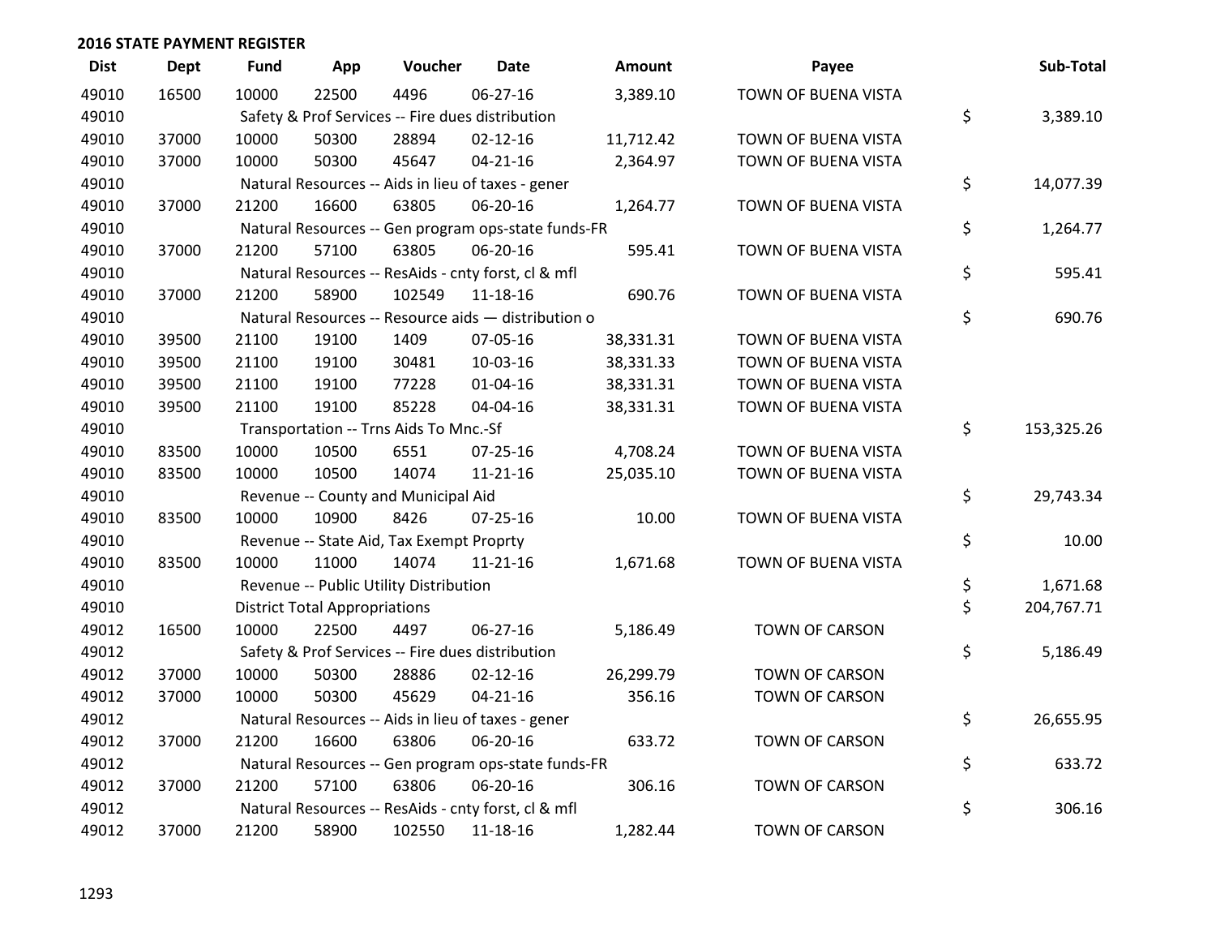## 2016 STATE PAYMENT REGISTER

| Dist | Dept | Fund | App | Voucher | Date | Amount | Payee | Sub-Total |
|---|---|---|---|---|---|---|---|---|
| 49010 | 16500 | 10000 | 22500 | 4496 | 06-27-16 | 3,389.10 | TOWN OF BUENA VISTA | |
| 49010 | | Safety & Prof Services -- Fire dues distribution | | | | | | $ 3,389.10 |
| 49010 | 37000 | 10000 | 50300 | 28894 | 02-12-16 | 11,712.42 | TOWN OF BUENA VISTA | |
| 49010 | 37000 | 10000 | 50300 | 45647 | 04-21-16 | 2,364.97 | TOWN OF BUENA VISTA | |
| 49010 | | Natural Resources -- Aids in lieu of taxes - gener | | | | | | $ 14,077.39 |
| 49010 | 37000 | 21200 | 16600 | 63805 | 06-20-16 | 1,264.77 | TOWN OF BUENA VISTA | |
| 49010 | | Natural Resources -- Gen program ops-state funds-FR | | | | | | $ 1,264.77 |
| 49010 | 37000 | 21200 | 57100 | 63805 | 06-20-16 | 595.41 | TOWN OF BUENA VISTA | |
| 49010 | | Natural Resources -- ResAids - cnty forst, cl & mfl | | | | | | $ 595.41 |
| 49010 | 37000 | 21200 | 58900 | 102549 | 11-18-16 | 690.76 | TOWN OF BUENA VISTA | |
| 49010 | | Natural Resources -- Resource aids — distribution o | | | | | | $ 690.76 |
| 49010 | 39500 | 21100 | 19100 | 1409 | 07-05-16 | 38,331.31 | TOWN OF BUENA VISTA | |
| 49010 | 39500 | 21100 | 19100 | 30481 | 10-03-16 | 38,331.33 | TOWN OF BUENA VISTA | |
| 49010 | 39500 | 21100 | 19100 | 77228 | 01-04-16 | 38,331.31 | TOWN OF BUENA VISTA | |
| 49010 | 39500 | 21100 | 19100 | 85228 | 04-04-16 | 38,331.31 | TOWN OF BUENA VISTA | |
| 49010 | | Transportation -- Trns Aids To Mnc.-Sf | | | | | | $ 153,325.26 |
| 49010 | 83500 | 10000 | 10500 | 6551 | 07-25-16 | 4,708.24 | TOWN OF BUENA VISTA | |
| 49010 | 83500 | 10000 | 10500 | 14074 | 11-21-16 | 25,035.10 | TOWN OF BUENA VISTA | |
| 49010 | | Revenue -- County and Municipal Aid | | | | | | $ 29,743.34 |
| 49010 | 83500 | 10000 | 10900 | 8426 | 07-25-16 | 10.00 | TOWN OF BUENA VISTA | |
| 49010 | | Revenue -- State Aid, Tax Exempt Proprty | | | | | | $ 10.00 |
| 49010 | 83500 | 10000 | 11000 | 14074 | 11-21-16 | 1,671.68 | TOWN OF BUENA VISTA | |
| 49010 | | Revenue -- Public Utility Distribution | | | | | | $ 1,671.68 |
| 49010 | | District Total Appropriations | | | | | | $ 204,767.71 |
| 49012 | 16500 | 10000 | 22500 | 4497 | 06-27-16 | 5,186.49 | TOWN OF CARSON | |
| 49012 | | Safety & Prof Services -- Fire dues distribution | | | | | | $ 5,186.49 |
| 49012 | 37000 | 10000 | 50300 | 28886 | 02-12-16 | 26,299.79 | TOWN OF CARSON | |
| 49012 | 37000 | 10000 | 50300 | 45629 | 04-21-16 | 356.16 | TOWN OF CARSON | |
| 49012 | | Natural Resources -- Aids in lieu of taxes - gener | | | | | | $ 26,655.95 |
| 49012 | 37000 | 21200 | 16600 | 63806 | 06-20-16 | 633.72 | TOWN OF CARSON | |
| 49012 | | Natural Resources -- Gen program ops-state funds-FR | | | | | | $ 633.72 |
| 49012 | 37000 | 21200 | 57100 | 63806 | 06-20-16 | 306.16 | TOWN OF CARSON | |
| 49012 | | Natural Resources -- ResAids - cnty forst, cl & mfl | | | | | | $ 306.16 |
| 49012 | 37000 | 21200 | 58900 | 102550 | 11-18-16 | 1,282.44 | TOWN OF CARSON | |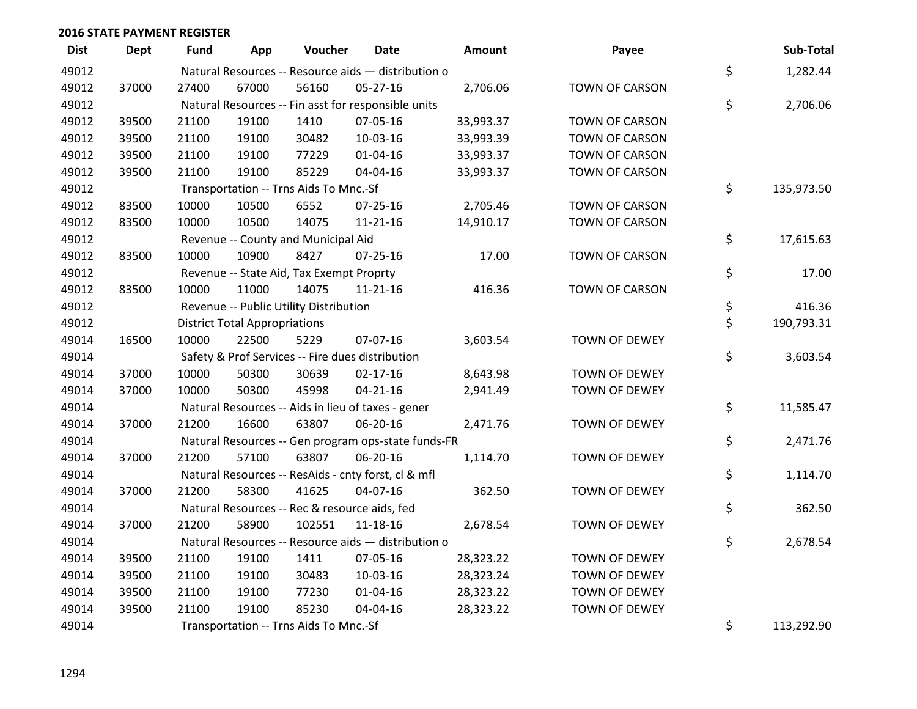## 2016 STATE PAYMENT REGISTER

| Dist | Dept | Fund | App | Voucher | Date | Amount | Payee | Sub-Total |
|---|---|---|---|---|---|---|---|---|
| 49012 | | Natural Resources -- Resource aids — distribution o | | | | | | $ 1,282.44 |
| 49012 | 37000 | 27400 | 67000 | 56160 | 05-27-16 | 2,706.06 | TOWN OF CARSON | |
| 49012 | | Natural Resources -- Fin asst for responsible units | | | | | | $ 2,706.06 |
| 49012 | 39500 | 21100 | 19100 | 1410 | 07-05-16 | 33,993.37 | TOWN OF CARSON | |
| 49012 | 39500 | 21100 | 19100 | 30482 | 10-03-16 | 33,993.39 | TOWN OF CARSON | |
| 49012 | 39500 | 21100 | 19100 | 77229 | 01-04-16 | 33,993.37 | TOWN OF CARSON | |
| 49012 | 39500 | 21100 | 19100 | 85229 | 04-04-16 | 33,993.37 | TOWN OF CARSON | |
| 49012 | | Transportation -- Trns Aids To Mnc.-Sf | | | | | | $ 135,973.50 |
| 49012 | 83500 | 10000 | 10500 | 6552 | 07-25-16 | 2,705.46 | TOWN OF CARSON | |
| 49012 | 83500 | 10000 | 10500 | 14075 | 11-21-16 | 14,910.17 | TOWN OF CARSON | |
| 49012 | | Revenue -- County and Municipal Aid | | | | | | $ 17,615.63 |
| 49012 | 83500 | 10000 | 10900 | 8427 | 07-25-16 | 17.00 | TOWN OF CARSON | |
| 49012 | | Revenue -- State Aid, Tax Exempt Proprty | | | | | | $ 17.00 |
| 49012 | 83500 | 10000 | 11000 | 14075 | 11-21-16 | 416.36 | TOWN OF CARSON | |
| 49012 | | Revenue -- Public Utility Distribution | | | | | | $ 416.36 |
| 49012 | | District Total Appropriations | | | | | | $ 190,793.31 |
| 49014 | 16500 | 10000 | 22500 | 5229 | 07-07-16 | 3,603.54 | TOWN OF DEWEY | |
| 49014 | | Safety & Prof Services -- Fire dues distribution | | | | | | $ 3,603.54 |
| 49014 | 37000 | 10000 | 50300 | 30639 | 02-17-16 | 8,643.98 | TOWN OF DEWEY | |
| 49014 | 37000 | 10000 | 50300 | 45998 | 04-21-16 | 2,941.49 | TOWN OF DEWEY | |
| 49014 | | Natural Resources -- Aids in lieu of taxes - gener | | | | | | $ 11,585.47 |
| 49014 | 37000 | 21200 | 16600 | 63807 | 06-20-16 | 2,471.76 | TOWN OF DEWEY | |
| 49014 | | Natural Resources -- Gen program ops-state funds-FR | | | | | | $ 2,471.76 |
| 49014 | 37000 | 21200 | 57100 | 63807 | 06-20-16 | 1,114.70 | TOWN OF DEWEY | |
| 49014 | | Natural Resources -- ResAids - cnty forst, cl & mfl | | | | | | $ 1,114.70 |
| 49014 | 37000 | 21200 | 58300 | 41625 | 04-07-16 | 362.50 | TOWN OF DEWEY | |
| 49014 | | Natural Resources -- Rec & resource aids, fed | | | | | | $ 362.50 |
| 49014 | 37000 | 21200 | 58900 | 102551 | 11-18-16 | 2,678.54 | TOWN OF DEWEY | |
| 49014 | | Natural Resources -- Resource aids — distribution o | | | | | | $ 2,678.54 |
| 49014 | 39500 | 21100 | 19100 | 1411 | 07-05-16 | 28,323.22 | TOWN OF DEWEY | |
| 49014 | 39500 | 21100 | 19100 | 30483 | 10-03-16 | 28,323.24 | TOWN OF DEWEY | |
| 49014 | 39500 | 21100 | 19100 | 77230 | 01-04-16 | 28,323.22 | TOWN OF DEWEY | |
| 49014 | 39500 | 21100 | 19100 | 85230 | 04-04-16 | 28,323.22 | TOWN OF DEWEY | |
| 49014 | | Transportation -- Trns Aids To Mnc.-Sf | | | | | | $ 113,292.90 |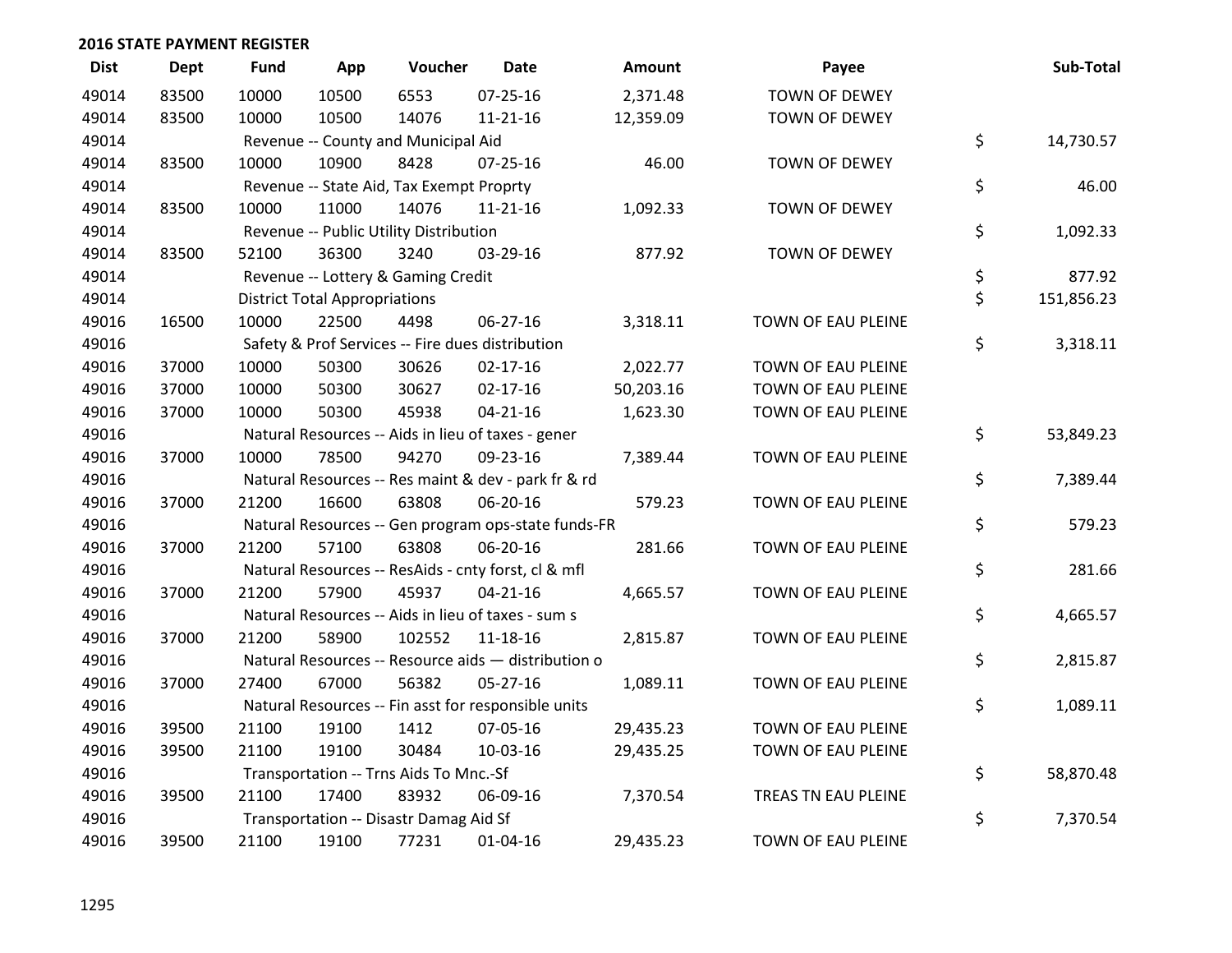## 2016 STATE PAYMENT REGISTER

| Dist | Dept | Fund | App | Voucher | Date | Amount | Payee | Sub-Total |
|---|---|---|---|---|---|---|---|---|
| 49014 | 83500 | 10000 | 10500 | 6553 | 07-25-16 | 2,371.48 | TOWN OF DEWEY | |
| 49014 | 83500 | 10000 | 10500 | 14076 | 11-21-16 | 12,359.09 | TOWN OF DEWEY | |
| 49014 | | Revenue -- County and Municipal Aid | | | | | | $ 14,730.57 |
| 49014 | 83500 | 10000 | 10900 | 8428 | 07-25-16 | 46.00 | TOWN OF DEWEY | |
| 49014 | | Revenue -- State Aid, Tax Exempt Proprty | | | | | | $ 46.00 |
| 49014 | 83500 | 10000 | 11000 | 14076 | 11-21-16 | 1,092.33 | TOWN OF DEWEY | |
| 49014 | | Revenue -- Public Utility Distribution | | | | | | $ 1,092.33 |
| 49014 | 83500 | 52100 | 36300 | 3240 | 03-29-16 | 877.92 | TOWN OF DEWEY | |
| 49014 | | Revenue -- Lottery & Gaming Credit | | | | | | $ 877.92 |
| 49014 | | District Total Appropriations | | | | | | $ 151,856.23 |
| 49016 | 16500 | 10000 | 22500 | 4498 | 06-27-16 | 3,318.11 | TOWN OF EAU PLEINE | |
| 49016 | | Safety & Prof Services -- Fire dues distribution | | | | | | $ 3,318.11 |
| 49016 | 37000 | 10000 | 50300 | 30626 | 02-17-16 | 2,022.77 | TOWN OF EAU PLEINE | |
| 49016 | 37000 | 10000 | 50300 | 30627 | 02-17-16 | 50,203.16 | TOWN OF EAU PLEINE | |
| 49016 | 37000 | 10000 | 50300 | 45938 | 04-21-16 | 1,623.30 | TOWN OF EAU PLEINE | |
| 49016 | | Natural Resources -- Aids in lieu of taxes - gener | | | | | | $ 53,849.23 |
| 49016 | 37000 | 10000 | 78500 | 94270 | 09-23-16 | 7,389.44 | TOWN OF EAU PLEINE | |
| 49016 | | Natural Resources -- Res maint & dev - park fr & rd | | | | | | $ 7,389.44 |
| 49016 | 37000 | 21200 | 16600 | 63808 | 06-20-16 | 579.23 | TOWN OF EAU PLEINE | |
| 49016 | | Natural Resources -- Gen program ops-state funds-FR | | | | | | $ 579.23 |
| 49016 | 37000 | 21200 | 57100 | 63808 | 06-20-16 | 281.66 | TOWN OF EAU PLEINE | |
| 49016 | | Natural Resources -- ResAids - cnty forst, cl & mfl | | | | | | $ 281.66 |
| 49016 | 37000 | 21200 | 57900 | 45937 | 04-21-16 | 4,665.57 | TOWN OF EAU PLEINE | |
| 49016 | | Natural Resources -- Aids in lieu of taxes - sum s | | | | | | $ 4,665.57 |
| 49016 | 37000 | 21200 | 58900 | 102552 | 11-18-16 | 2,815.87 | TOWN OF EAU PLEINE | |
| 49016 | | Natural Resources -- Resource aids — distribution o | | | | | | $ 2,815.87 |
| 49016 | 37000 | 27400 | 67000 | 56382 | 05-27-16 | 1,089.11 | TOWN OF EAU PLEINE | |
| 49016 | | Natural Resources -- Fin asst for responsible units | | | | | | $ 1,089.11 |
| 49016 | 39500 | 21100 | 19100 | 1412 | 07-05-16 | 29,435.23 | TOWN OF EAU PLEINE | |
| 49016 | 39500 | 21100 | 19100 | 30484 | 10-03-16 | 29,435.25 | TOWN OF EAU PLEINE | |
| 49016 | | Transportation -- Trns Aids To Mnc.-Sf | | | | | | $ 58,870.48 |
| 49016 | 39500 | 21100 | 17400 | 83932 | 06-09-16 | 7,370.54 | TREAS TN EAU PLEINE | |
| 49016 | | Transportation -- Disastr Damag Aid Sf | | | | | | $ 7,370.54 |
| 49016 | 39500 | 21100 | 19100 | 77231 | 01-04-16 | 29,435.23 | TOWN OF EAU PLEINE | |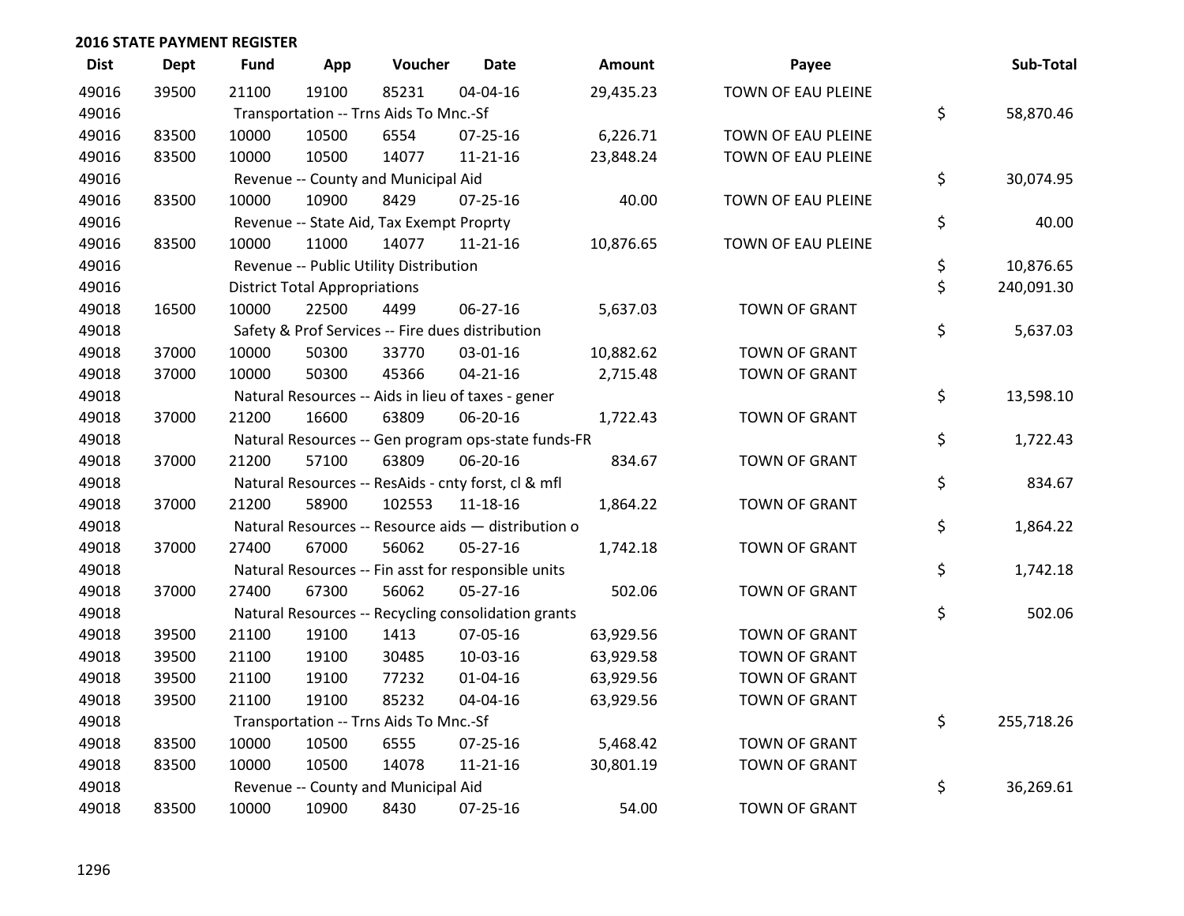## 2016 STATE PAYMENT REGISTER

| Dist | Dept | Fund | App | Voucher | Date | Amount | Payee | Sub-Total |
|---|---|---|---|---|---|---|---|---|
| 49016 | 39500 | 21100 | 19100 | 85231 | 04-04-16 | 29,435.23 | TOWN OF EAU PLEINE | |
| 49016 | | Transportation -- Trns Aids To Mnc.-Sf | | | | | | $ 58,870.46 |
| 49016 | 83500 | 10000 | 10500 | 6554 | 07-25-16 | 6,226.71 | TOWN OF EAU PLEINE | |
| 49016 | 83500 | 10000 | 10500 | 14077 | 11-21-16 | 23,848.24 | TOWN OF EAU PLEINE | |
| 49016 | | Revenue -- County and Municipal Aid | | | | | | $ 30,074.95 |
| 49016 | 83500 | 10000 | 10900 | 8429 | 07-25-16 | 40.00 | TOWN OF EAU PLEINE | |
| 49016 | | Revenue -- State Aid, Tax Exempt Proprty | | | | | | $ 40.00 |
| 49016 | 83500 | 10000 | 11000 | 14077 | 11-21-16 | 10,876.65 | TOWN OF EAU PLEINE | |
| 49016 | | Revenue -- Public Utility Distribution | | | | | | $ 10,876.65 |
| 49016 | | District Total Appropriations | | | | | | $ 240,091.30 |
| 49018 | 16500 | 10000 | 22500 | 4499 | 06-27-16 | 5,637.03 | TOWN OF GRANT | |
| 49018 | | Safety & Prof Services -- Fire dues distribution | | | | | | $ 5,637.03 |
| 49018 | 37000 | 10000 | 50300 | 33770 | 03-01-16 | 10,882.62 | TOWN OF GRANT | |
| 49018 | 37000 | 10000 | 50300 | 45366 | 04-21-16 | 2,715.48 | TOWN OF GRANT | |
| 49018 | | Natural Resources -- Aids in lieu of taxes - gener | | | | | | $ 13,598.10 |
| 49018 | 37000 | 21200 | 16600 | 63809 | 06-20-16 | 1,722.43 | TOWN OF GRANT | |
| 49018 | | Natural Resources -- Gen program ops-state funds-FR | | | | | | $ 1,722.43 |
| 49018 | 37000 | 21200 | 57100 | 63809 | 06-20-16 | 834.67 | TOWN OF GRANT | |
| 49018 | | Natural Resources -- ResAids - cnty forst, cl & mfl | | | | | | $ 834.67 |
| 49018 | 37000 | 21200 | 58900 | 102553 | 11-18-16 | 1,864.22 | TOWN OF GRANT | |
| 49018 | | Natural Resources -- Resource aids — distribution o | | | | | | $ 1,864.22 |
| 49018 | 37000 | 27400 | 67000 | 56062 | 05-27-16 | 1,742.18 | TOWN OF GRANT | |
| 49018 | | Natural Resources -- Fin asst for responsible units | | | | | | $ 1,742.18 |
| 49018 | 37000 | 27400 | 67300 | 56062 | 05-27-16 | 502.06 | TOWN OF GRANT | |
| 49018 | | Natural Resources -- Recycling consolidation grants | | | | | | $ 502.06 |
| 49018 | 39500 | 21100 | 19100 | 1413 | 07-05-16 | 63,929.56 | TOWN OF GRANT | |
| 49018 | 39500 | 21100 | 19100 | 30485 | 10-03-16 | 63,929.58 | TOWN OF GRANT | |
| 49018 | 39500 | 21100 | 19100 | 77232 | 01-04-16 | 63,929.56 | TOWN OF GRANT | |
| 49018 | 39500 | 21100 | 19100 | 85232 | 04-04-16 | 63,929.56 | TOWN OF GRANT | |
| 49018 | | Transportation -- Trns Aids To Mnc.-Sf | | | | | | $ 255,718.26 |
| 49018 | 83500 | 10000 | 10500 | 6555 | 07-25-16 | 5,468.42 | TOWN OF GRANT | |
| 49018 | 83500 | 10000 | 10500 | 14078 | 11-21-16 | 30,801.19 | TOWN OF GRANT | |
| 49018 | | Revenue -- County and Municipal Aid | | | | | | $ 36,269.61 |
| 49018 | 83500 | 10000 | 10900 | 8430 | 07-25-16 | 54.00 | TOWN OF GRANT | |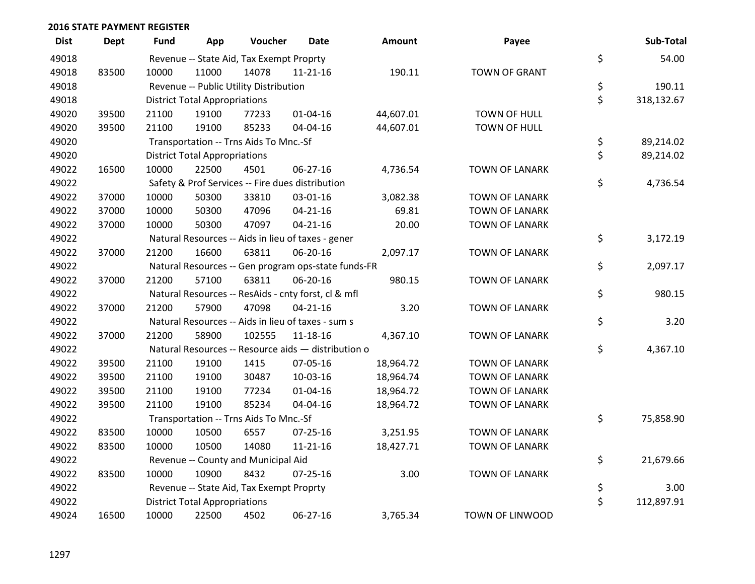## 2016 STATE PAYMENT REGISTER

| Dist | Dept | Fund | App | Voucher | Date | Amount | Payee | | Sub-Total |
|---|---|---|---|---|---|---|---|---|---|
| 49018 | | Revenue -- State Aid, Tax Exempt Proprty | | | | | | $ | 54.00 |
| 49018 | 83500 | 10000 | 11000 | 14078 | 11-21-16 | 190.11 | TOWN OF GRANT | | |
| 49018 | | Revenue -- Public Utility Distribution | | | | | | $ | 190.11 |
| 49018 | | District Total Appropriations | | | | | | $ | 318,132.67 |
| 49020 | 39500 | 21100 | 19100 | 77233 | 01-04-16 | 44,607.01 | TOWN OF HULL | | |
| 49020 | 39500 | 21100 | 19100 | 85233 | 04-04-16 | 44,607.01 | TOWN OF HULL | | |
| 49020 | | Transportation -- Trns Aids To Mnc.-Sf | | | | | | $ | 89,214.02 |
| 49020 | | District Total Appropriations | | | | | | $ | 89,214.02 |
| 49022 | 16500 | 10000 | 22500 | 4501 | 06-27-16 | 4,736.54 | TOWN OF LANARK | | |
| 49022 | | Safety & Prof Services -- Fire dues distribution | | | | | | $ | 4,736.54 |
| 49022 | 37000 | 10000 | 50300 | 33810 | 03-01-16 | 3,082.38 | TOWN OF LANARK | | |
| 49022 | 37000 | 10000 | 50300 | 47096 | 04-21-16 | 69.81 | TOWN OF LANARK | | |
| 49022 | 37000 | 10000 | 50300 | 47097 | 04-21-16 | 20.00 | TOWN OF LANARK | | |
| 49022 | | Natural Resources -- Aids in lieu of taxes - gener | | | | | | $ | 3,172.19 |
| 49022 | 37000 | 21200 | 16600 | 63811 | 06-20-16 | 2,097.17 | TOWN OF LANARK | | |
| 49022 | | Natural Resources -- Gen program ops-state funds-FR | | | | | | $ | 2,097.17 |
| 49022 | 37000 | 21200 | 57100 | 63811 | 06-20-16 | 980.15 | TOWN OF LANARK | | |
| 49022 | | Natural Resources -- ResAids - cnty forst, cl & mfl | | | | | | $ | 980.15 |
| 49022 | 37000 | 21200 | 57900 | 47098 | 04-21-16 | 3.20 | TOWN OF LANARK | | |
| 49022 | | Natural Resources -- Aids in lieu of taxes - sum s | | | | | | $ | 3.20 |
| 49022 | 37000 | 21200 | 58900 | 102555 | 11-18-16 | 4,367.10 | TOWN OF LANARK | | |
| 49022 | | Natural Resources -- Resource aids — distribution o | | | | | | $ | 4,367.10 |
| 49022 | 39500 | 21100 | 19100 | 1415 | 07-05-16 | 18,964.72 | TOWN OF LANARK | | |
| 49022 | 39500 | 21100 | 19100 | 30487 | 10-03-16 | 18,964.74 | TOWN OF LANARK | | |
| 49022 | 39500 | 21100 | 19100 | 77234 | 01-04-16 | 18,964.72 | TOWN OF LANARK | | |
| 49022 | 39500 | 21100 | 19100 | 85234 | 04-04-16 | 18,964.72 | TOWN OF LANARK | | |
| 49022 | | Transportation -- Trns Aids To Mnc.-Sf | | | | | | $ | 75,858.90 |
| 49022 | 83500 | 10000 | 10500 | 6557 | 07-25-16 | 3,251.95 | TOWN OF LANARK | | |
| 49022 | 83500 | 10000 | 10500 | 14080 | 11-21-16 | 18,427.71 | TOWN OF LANARK | | |
| 49022 | | Revenue -- County and Municipal Aid | | | | | | $ | 21,679.66 |
| 49022 | 83500 | 10000 | 10900 | 8432 | 07-25-16 | 3.00 | TOWN OF LANARK | | |
| 49022 | | Revenue -- State Aid, Tax Exempt Proprty | | | | | | $ | 3.00 |
| 49022 | | District Total Appropriations | | | | | | $ | 112,897.91 |
| 49024 | 16500 | 10000 | 22500 | 4502 | 06-27-16 | 3,765.34 | TOWN OF LINWOOD | | |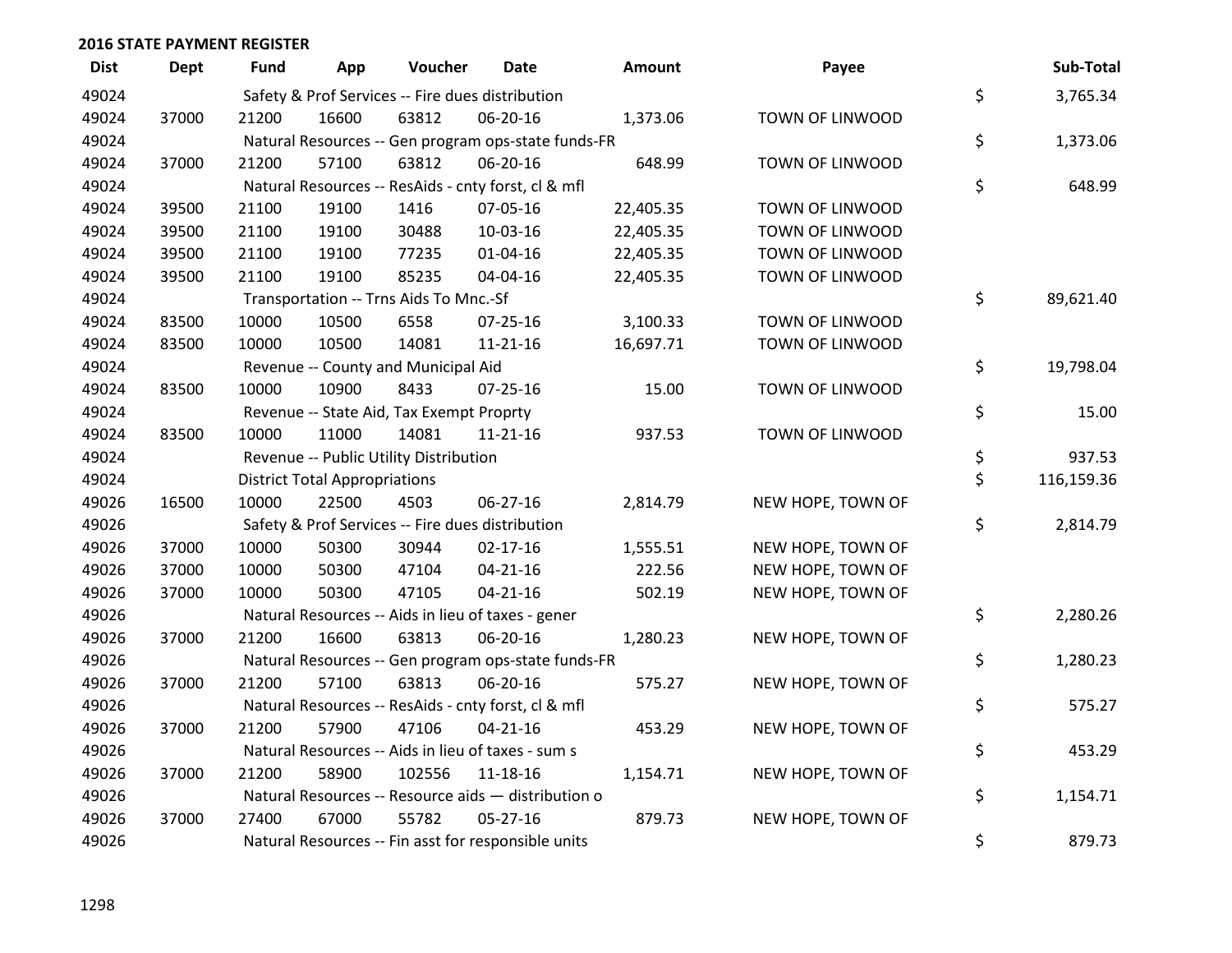## 2016 STATE PAYMENT REGISTER

| Dist | Dept | Fund | App | Voucher | Date | Amount | Payee | Sub-Total |
|---|---|---|---|---|---|---|---|---|
| 49024 | | Safety & Prof Services -- Fire dues distribution | | | | | | $ 3,765.34 |
| 49024 | 37000 | 21200 | 16600 | 63812 | 06-20-16 | 1,373.06 | TOWN OF LINWOOD | |
| 49024 | | Natural Resources -- Gen program ops-state funds-FR | | | | | | $ 1,373.06 |
| 49024 | 37000 | 21200 | 57100 | 63812 | 06-20-16 | 648.99 | TOWN OF LINWOOD | |
| 49024 | | Natural Resources -- ResAids - cnty forst, cl & mfl | | | | | | $ 648.99 |
| 49024 | 39500 | 21100 | 19100 | 1416 | 07-05-16 | 22,405.35 | TOWN OF LINWOOD | |
| 49024 | 39500 | 21100 | 19100 | 30488 | 10-03-16 | 22,405.35 | TOWN OF LINWOOD | |
| 49024 | 39500 | 21100 | 19100 | 77235 | 01-04-16 | 22,405.35 | TOWN OF LINWOOD | |
| 49024 | 39500 | 21100 | 19100 | 85235 | 04-04-16 | 22,405.35 | TOWN OF LINWOOD | |
| 49024 | | Transportation -- Trns Aids To Mnc.-Sf | | | | | | $ 89,621.40 |
| 49024 | 83500 | 10000 | 10500 | 6558 | 07-25-16 | 3,100.33 | TOWN OF LINWOOD | |
| 49024 | 83500 | 10000 | 10500 | 14081 | 11-21-16 | 16,697.71 | TOWN OF LINWOOD | |
| 49024 | | Revenue -- County and Municipal Aid | | | | | | $ 19,798.04 |
| 49024 | 83500 | 10000 | 10900 | 8433 | 07-25-16 | 15.00 | TOWN OF LINWOOD | |
| 49024 | | Revenue -- State Aid, Tax Exempt Proprty | | | | | | $ 15.00 |
| 49024 | 83500 | 10000 | 11000 | 14081 | 11-21-16 | 937.53 | TOWN OF LINWOOD | |
| 49024 | | Revenue -- Public Utility Distribution | | | | | | $ 937.53 |
| 49024 | | District Total Appropriations | | | | | | $ 116,159.36 |
| 49026 | 16500 | 10000 | 22500 | 4503 | 06-27-16 | 2,814.79 | NEW HOPE, TOWN OF | |
| 49026 | | Safety & Prof Services -- Fire dues distribution | | | | | | $ 2,814.79 |
| 49026 | 37000 | 10000 | 50300 | 30944 | 02-17-16 | 1,555.51 | NEW HOPE, TOWN OF | |
| 49026 | 37000 | 10000 | 50300 | 47104 | 04-21-16 | 222.56 | NEW HOPE, TOWN OF | |
| 49026 | 37000 | 10000 | 50300 | 47105 | 04-21-16 | 502.19 | NEW HOPE, TOWN OF | |
| 49026 | | Natural Resources -- Aids in lieu of taxes - gener | | | | | | $ 2,280.26 |
| 49026 | 37000 | 21200 | 16600 | 63813 | 06-20-16 | 1,280.23 | NEW HOPE, TOWN OF | |
| 49026 | | Natural Resources -- Gen program ops-state funds-FR | | | | | | $ 1,280.23 |
| 49026 | 37000 | 21200 | 57100 | 63813 | 06-20-16 | 575.27 | NEW HOPE, TOWN OF | |
| 49026 | | Natural Resources -- ResAids - cnty forst, cl & mfl | | | | | | $ 575.27 |
| 49026 | 37000 | 21200 | 57900 | 47106 | 04-21-16 | 453.29 | NEW HOPE, TOWN OF | |
| 49026 | | Natural Resources -- Aids in lieu of taxes - sum s | | | | | | $ 453.29 |
| 49026 | 37000 | 21200 | 58900 | 102556 | 11-18-16 | 1,154.71 | NEW HOPE, TOWN OF | |
| 49026 | | Natural Resources -- Resource aids — distribution o | | | | | | $ 1,154.71 |
| 49026 | 37000 | 27400 | 67000 | 55782 | 05-27-16 | 879.73 | NEW HOPE, TOWN OF | |
| 49026 | | Natural Resources -- Fin asst for responsible units | | | | | | $ 879.73 |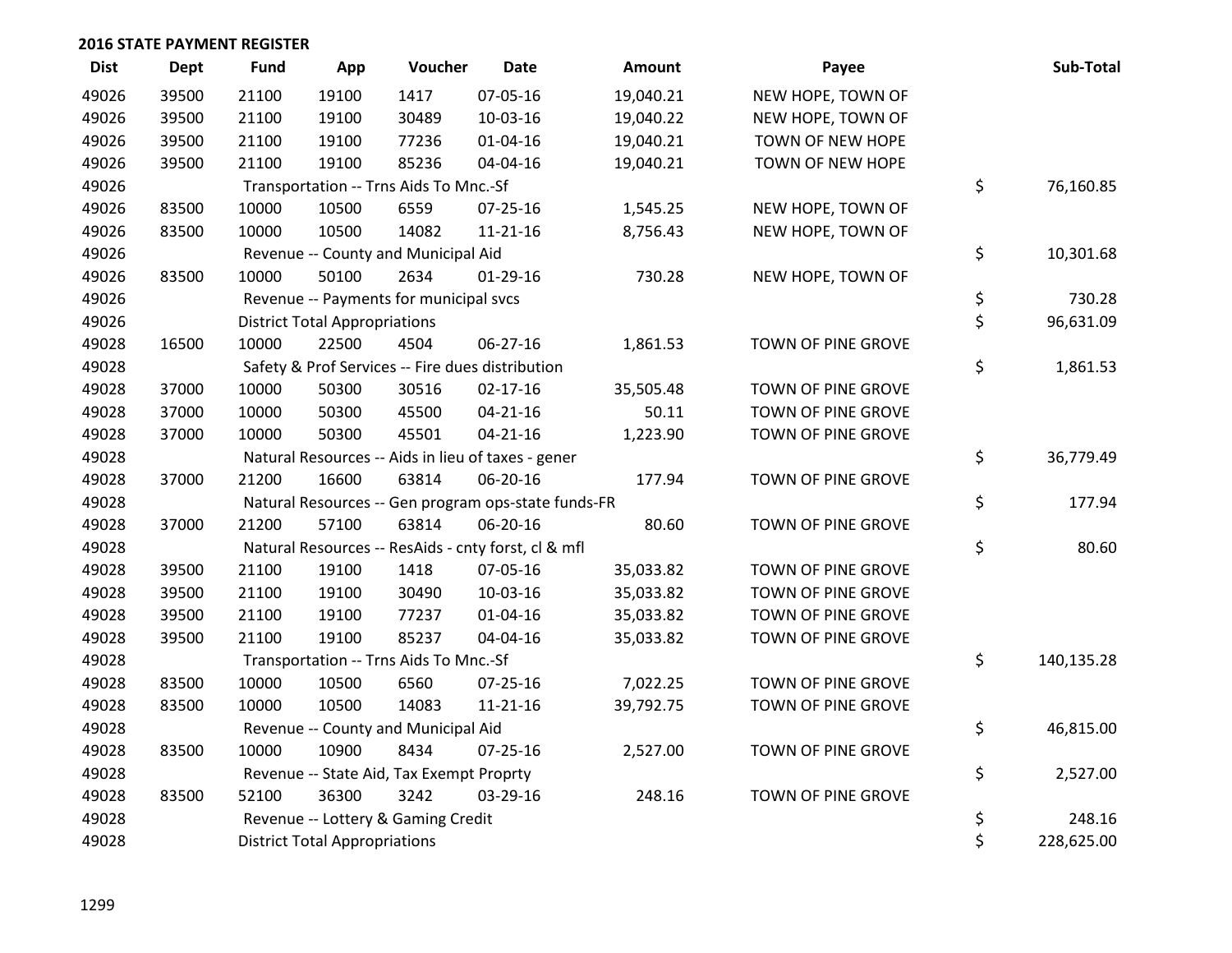## 2016 STATE PAYMENT REGISTER

| Dist | Dept | Fund | App | Voucher | Date | Amount | Payee | Sub-Total |
|---|---|---|---|---|---|---|---|---|
| 49026 | 39500 | 21100 | 19100 | 1417 | 07-05-16 | 19,040.21 | NEW HOPE, TOWN OF | |
| 49026 | 39500 | 21100 | 19100 | 30489 | 10-03-16 | 19,040.22 | NEW HOPE, TOWN OF | |
| 49026 | 39500 | 21100 | 19100 | 77236 | 01-04-16 | 19,040.21 | TOWN OF NEW HOPE | |
| 49026 | 39500 | 21100 | 19100 | 85236 | 04-04-16 | 19,040.21 | TOWN OF NEW HOPE | |
| 49026 | | Transportation -- Trns Aids To Mnc.-Sf | | | | | | $ 76,160.85 |
| 49026 | 83500 | 10000 | 10500 | 6559 | 07-25-16 | 1,545.25 | NEW HOPE, TOWN OF | |
| 49026 | 83500 | 10000 | 10500 | 14082 | 11-21-16 | 8,756.43 | NEW HOPE, TOWN OF | |
| 49026 | | Revenue -- County and Municipal Aid | | | | | | $ 10,301.68 |
| 49026 | 83500 | 10000 | 50100 | 2634 | 01-29-16 | 730.28 | NEW HOPE, TOWN OF | |
| 49026 | | Revenue -- Payments for municipal svcs | | | | | | $ 730.28 |
| 49026 | | District Total Appropriations | | | | | | $ 96,631.09 |
| 49028 | 16500 | 10000 | 22500 | 4504 | 06-27-16 | 1,861.53 | TOWN OF PINE GROVE | |
| 49028 | | Safety & Prof Services -- Fire dues distribution | | | | | | $ 1,861.53 |
| 49028 | 37000 | 10000 | 50300 | 30516 | 02-17-16 | 35,505.48 | TOWN OF PINE GROVE | |
| 49028 | 37000 | 10000 | 50300 | 45500 | 04-21-16 | 50.11 | TOWN OF PINE GROVE | |
| 49028 | 37000 | 10000 | 50300 | 45501 | 04-21-16 | 1,223.90 | TOWN OF PINE GROVE | |
| 49028 | | Natural Resources -- Aids in lieu of taxes - gener | | | | | | $ 36,779.49 |
| 49028 | 37000 | 21200 | 16600 | 63814 | 06-20-16 | 177.94 | TOWN OF PINE GROVE | |
| 49028 | | Natural Resources -- Gen program ops-state funds-FR | | | | | | $ 177.94 |
| 49028 | 37000 | 21200 | 57100 | 63814 | 06-20-16 | 80.60 | TOWN OF PINE GROVE | |
| 49028 | | Natural Resources -- ResAids - cnty forst, cl & mfl | | | | | | $ 80.60 |
| 49028 | 39500 | 21100 | 19100 | 1418 | 07-05-16 | 35,033.82 | TOWN OF PINE GROVE | |
| 49028 | 39500 | 21100 | 19100 | 30490 | 10-03-16 | 35,033.82 | TOWN OF PINE GROVE | |
| 49028 | 39500 | 21100 | 19100 | 77237 | 01-04-16 | 35,033.82 | TOWN OF PINE GROVE | |
| 49028 | 39500 | 21100 | 19100 | 85237 | 04-04-16 | 35,033.82 | TOWN OF PINE GROVE | |
| 49028 | | Transportation -- Trns Aids To Mnc.-Sf | | | | | | $ 140,135.28 |
| 49028 | 83500 | 10000 | 10500 | 6560 | 07-25-16 | 7,022.25 | TOWN OF PINE GROVE | |
| 49028 | 83500 | 10000 | 10500 | 14083 | 11-21-16 | 39,792.75 | TOWN OF PINE GROVE | |
| 49028 | | Revenue -- County and Municipal Aid | | | | | | $ 46,815.00 |
| 49028 | 83500 | 10000 | 10900 | 8434 | 07-25-16 | 2,527.00 | TOWN OF PINE GROVE | |
| 49028 | | Revenue -- State Aid, Tax Exempt Proprty | | | | | | $ 2,527.00 |
| 49028 | 83500 | 52100 | 36300 | 3242 | 03-29-16 | 248.16 | TOWN OF PINE GROVE | |
| 49028 | | Revenue -- Lottery & Gaming Credit | | | | | | $ 248.16 |
| 49028 | | District Total Appropriations | | | | | | $ 228,625.00 |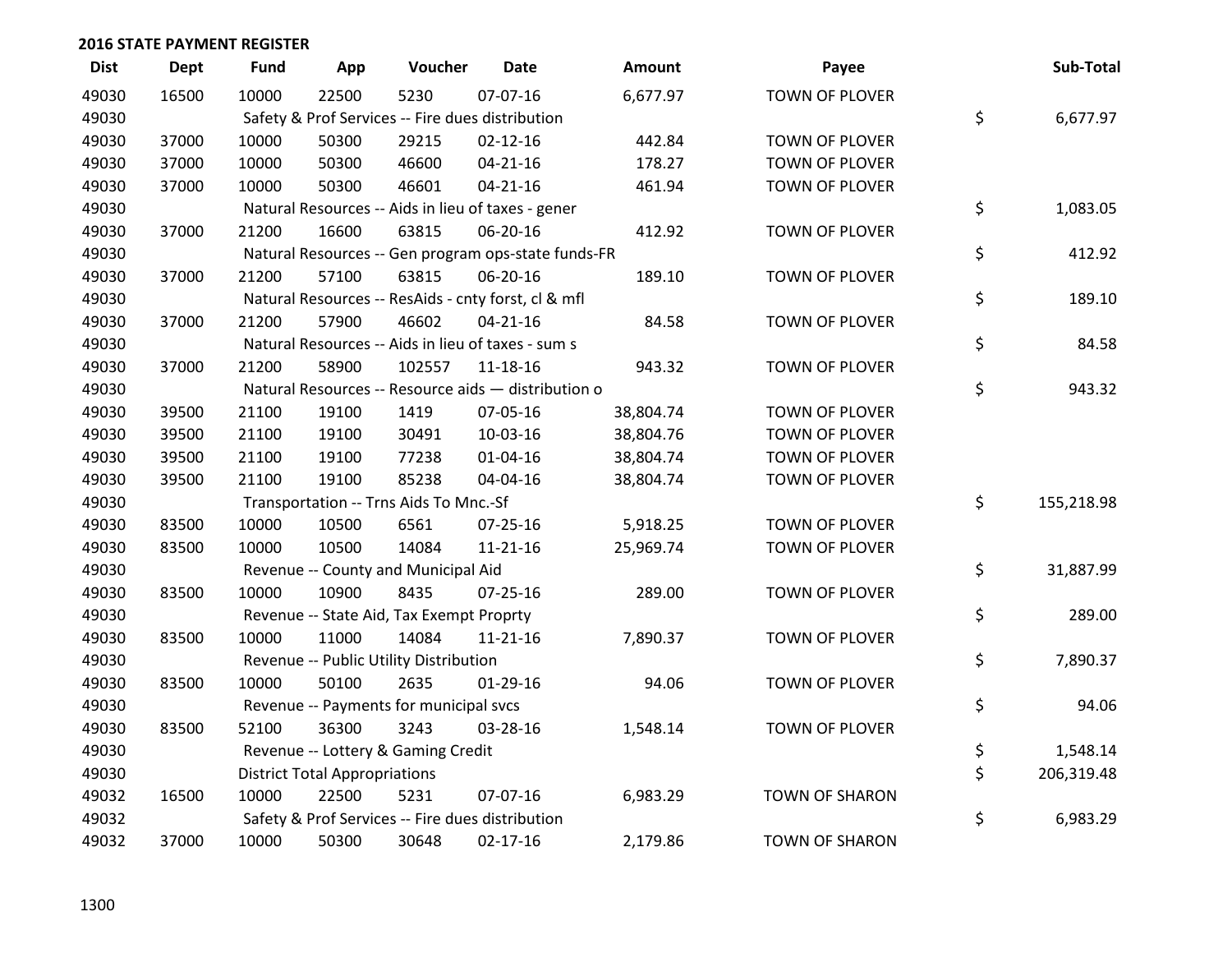## 2016 STATE PAYMENT REGISTER

| Dist | Dept | Fund | App | Voucher | Date | Amount | Payee | Sub-Total |
|---|---|---|---|---|---|---|---|---|
| 49030 | 16500 | 10000 | 22500 | 5230 | 07-07-16 | 6,677.97 | TOWN OF PLOVER | |
| 49030 | | Safety & Prof Services -- Fire dues distribution | | | | | | $ 6,677.97 |
| 49030 | 37000 | 10000 | 50300 | 29215 | 02-12-16 | 442.84 | TOWN OF PLOVER | |
| 49030 | 37000 | 10000 | 50300 | 46600 | 04-21-16 | 178.27 | TOWN OF PLOVER | |
| 49030 | 37000 | 10000 | 50300 | 46601 | 04-21-16 | 461.94 | TOWN OF PLOVER | |
| 49030 | | Natural Resources -- Aids in lieu of taxes - gener | | | | | | $ 1,083.05 |
| 49030 | 37000 | 21200 | 16600 | 63815 | 06-20-16 | 412.92 | TOWN OF PLOVER | |
| 49030 | | Natural Resources -- Gen program ops-state funds-FR | | | | | | $ 412.92 |
| 49030 | 37000 | 21200 | 57100 | 63815 | 06-20-16 | 189.10 | TOWN OF PLOVER | |
| 49030 | | Natural Resources -- ResAids - cnty forst, cl & mfl | | | | | | $ 189.10 |
| 49030 | 37000 | 21200 | 57900 | 46602 | 04-21-16 | 84.58 | TOWN OF PLOVER | |
| 49030 | | Natural Resources -- Aids in lieu of taxes - sum s | | | | | | $ 84.58 |
| 49030 | 37000 | 21200 | 58900 | 102557 | 11-18-16 | 943.32 | TOWN OF PLOVER | |
| 49030 | | Natural Resources -- Resource aids — distribution o | | | | | | $ 943.32 |
| 49030 | 39500 | 21100 | 19100 | 1419 | 07-05-16 | 38,804.74 | TOWN OF PLOVER | |
| 49030 | 39500 | 21100 | 19100 | 30491 | 10-03-16 | 38,804.76 | TOWN OF PLOVER | |
| 49030 | 39500 | 21100 | 19100 | 77238 | 01-04-16 | 38,804.74 | TOWN OF PLOVER | |
| 49030 | 39500 | 21100 | 19100 | 85238 | 04-04-16 | 38,804.74 | TOWN OF PLOVER | |
| 49030 | | Transportation -- Trns Aids To Mnc.-Sf | | | | | | $ 155,218.98 |
| 49030 | 83500 | 10000 | 10500 | 6561 | 07-25-16 | 5,918.25 | TOWN OF PLOVER | |
| 49030 | 83500 | 10000 | 10500 | 14084 | 11-21-16 | 25,969.74 | TOWN OF PLOVER | |
| 49030 | | Revenue -- County and Municipal Aid | | | | | | $ 31,887.99 |
| 49030 | 83500 | 10000 | 10900 | 8435 | 07-25-16 | 289.00 | TOWN OF PLOVER | |
| 49030 | | Revenue -- State Aid, Tax Exempt Proprty | | | | | | $ 289.00 |
| 49030 | 83500 | 10000 | 11000 | 14084 | 11-21-16 | 7,890.37 | TOWN OF PLOVER | |
| 49030 | | Revenue -- Public Utility Distribution | | | | | | $ 7,890.37 |
| 49030 | 83500 | 10000 | 50100 | 2635 | 01-29-16 | 94.06 | TOWN OF PLOVER | |
| 49030 | | Revenue -- Payments for municipal svcs | | | | | | $ 94.06 |
| 49030 | 83500 | 52100 | 36300 | 3243 | 03-28-16 | 1,548.14 | TOWN OF PLOVER | |
| 49030 | | Revenue -- Lottery & Gaming Credit | | | | | | $ 1,548.14 |
| 49030 | | District Total Appropriations | | | | | | $ 206,319.48 |
| 49032 | 16500 | 10000 | 22500 | 5231 | 07-07-16 | 6,983.29 | TOWN OF SHARON | |
| 49032 | | Safety & Prof Services -- Fire dues distribution | | | | | | $ 6,983.29 |
| 49032 | 37000 | 10000 | 50300 | 30648 | 02-17-16 | 2,179.86 | TOWN OF SHARON | |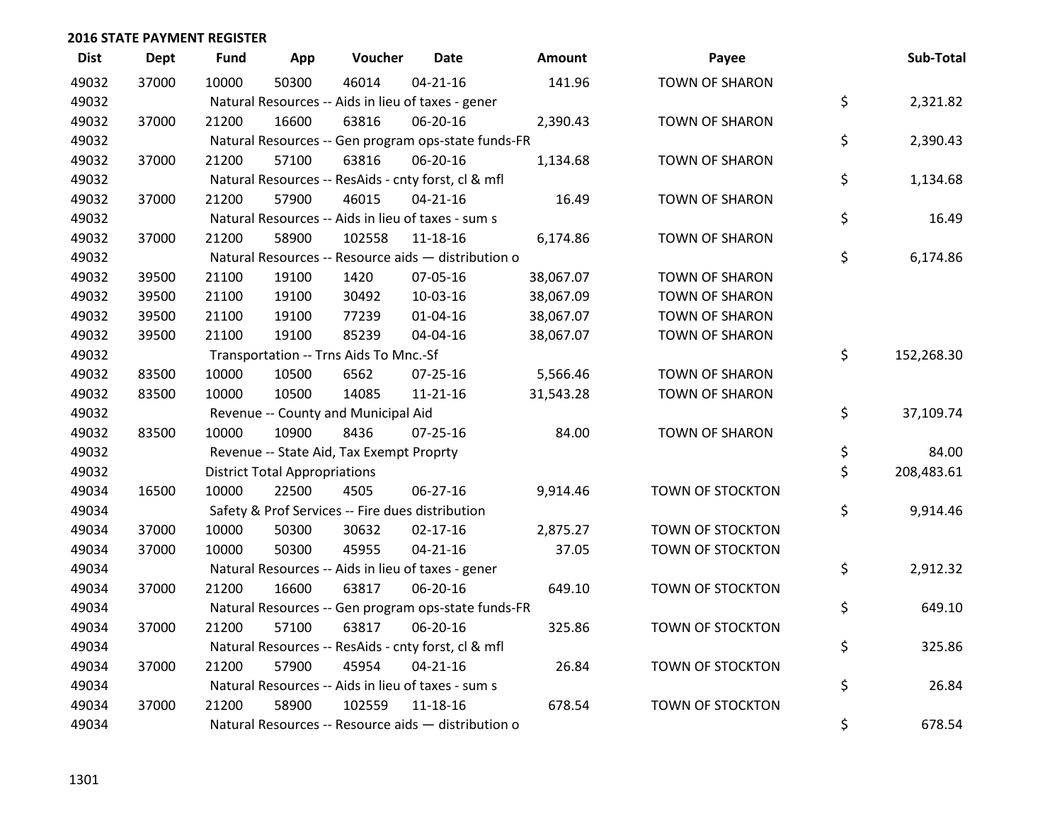## 2016 STATE PAYMENT REGISTER

| Dist | Dept | Fund | App | Voucher | Date | Amount | Payee | Sub-Total |
|---|---|---|---|---|---|---|---|---|
| 49032 | 37000 | 10000 | 50300 | 46014 | 04-21-16 | 141.96 | TOWN OF SHARON | |
| 49032 | | Natural Resources -- Aids in lieu of taxes - gener | | | | | | $ 2,321.82 |
| 49032 | 37000 | 21200 | 16600 | 63816 | 06-20-16 | 2,390.43 | TOWN OF SHARON | |
| 49032 | | Natural Resources -- Gen program ops-state funds-FR | | | | | | $ 2,390.43 |
| 49032 | 37000 | 21200 | 57100 | 63816 | 06-20-16 | 1,134.68 | TOWN OF SHARON | |
| 49032 | | Natural Resources -- ResAids - cnty forst, cl & mfl | | | | | | $ 1,134.68 |
| 49032 | 37000 | 21200 | 57900 | 46015 | 04-21-16 | 16.49 | TOWN OF SHARON | |
| 49032 | | Natural Resources -- Aids in lieu of taxes - sum s | | | | | | $ 16.49 |
| 49032 | 37000 | 21200 | 58900 | 102558 | 11-18-16 | 6,174.86 | TOWN OF SHARON | |
| 49032 | | Natural Resources -- Resource aids — distribution o | | | | | | $ 6,174.86 |
| 49032 | 39500 | 21100 | 19100 | 1420 | 07-05-16 | 38,067.07 | TOWN OF SHARON | |
| 49032 | 39500 | 21100 | 19100 | 30492 | 10-03-16 | 38,067.09 | TOWN OF SHARON | |
| 49032 | 39500 | 21100 | 19100 | 77239 | 01-04-16 | 38,067.07 | TOWN OF SHARON | |
| 49032 | 39500 | 21100 | 19100 | 85239 | 04-04-16 | 38,067.07 | TOWN OF SHARON | |
| 49032 | | Transportation -- Trns Aids To Mnc.-Sf | | | | | | $ 152,268.30 |
| 49032 | 83500 | 10000 | 10500 | 6562 | 07-25-16 | 5,566.46 | TOWN OF SHARON | |
| 49032 | 83500 | 10000 | 10500 | 14085 | 11-21-16 | 31,543.28 | TOWN OF SHARON | |
| 49032 | | Revenue -- County and Municipal Aid | | | | | | $ 37,109.74 |
| 49032 | 83500 | 10000 | 10900 | 8436 | 07-25-16 | 84.00 | TOWN OF SHARON | |
| 49032 | | Revenue -- State Aid, Tax Exempt Proprty | | | | | | $ 84.00 |
| 49032 | | District Total Appropriations | | | | | | $ 208,483.61 |
| 49034 | 16500 | 10000 | 22500 | 4505 | 06-27-16 | 9,914.46 | TOWN OF STOCKTON | |
| 49034 | | Safety & Prof Services -- Fire dues distribution | | | | | | $ 9,914.46 |
| 49034 | 37000 | 10000 | 50300 | 30632 | 02-17-16 | 2,875.27 | TOWN OF STOCKTON | |
| 49034 | 37000 | 10000 | 50300 | 45955 | 04-21-16 | 37.05 | TOWN OF STOCKTON | |
| 49034 | | Natural Resources -- Aids in lieu of taxes - gener | | | | | | $ 2,912.32 |
| 49034 | 37000 | 21200 | 16600 | 63817 | 06-20-16 | 649.10 | TOWN OF STOCKTON | |
| 49034 | | Natural Resources -- Gen program ops-state funds-FR | | | | | | $ 649.10 |
| 49034 | 37000 | 21200 | 57100 | 63817 | 06-20-16 | 325.86 | TOWN OF STOCKTON | |
| 49034 | | Natural Resources -- ResAids - cnty forst, cl & mfl | | | | | | $ 325.86 |
| 49034 | 37000 | 21200 | 57900 | 45954 | 04-21-16 | 26.84 | TOWN OF STOCKTON | |
| 49034 | | Natural Resources -- Aids in lieu of taxes - sum s | | | | | | $ 26.84 |
| 49034 | 37000 | 21200 | 58900 | 102559 | 11-18-16 | 678.54 | TOWN OF STOCKTON | |
| 49034 | | Natural Resources -- Resource aids — distribution o | | | | | | $ 678.54 |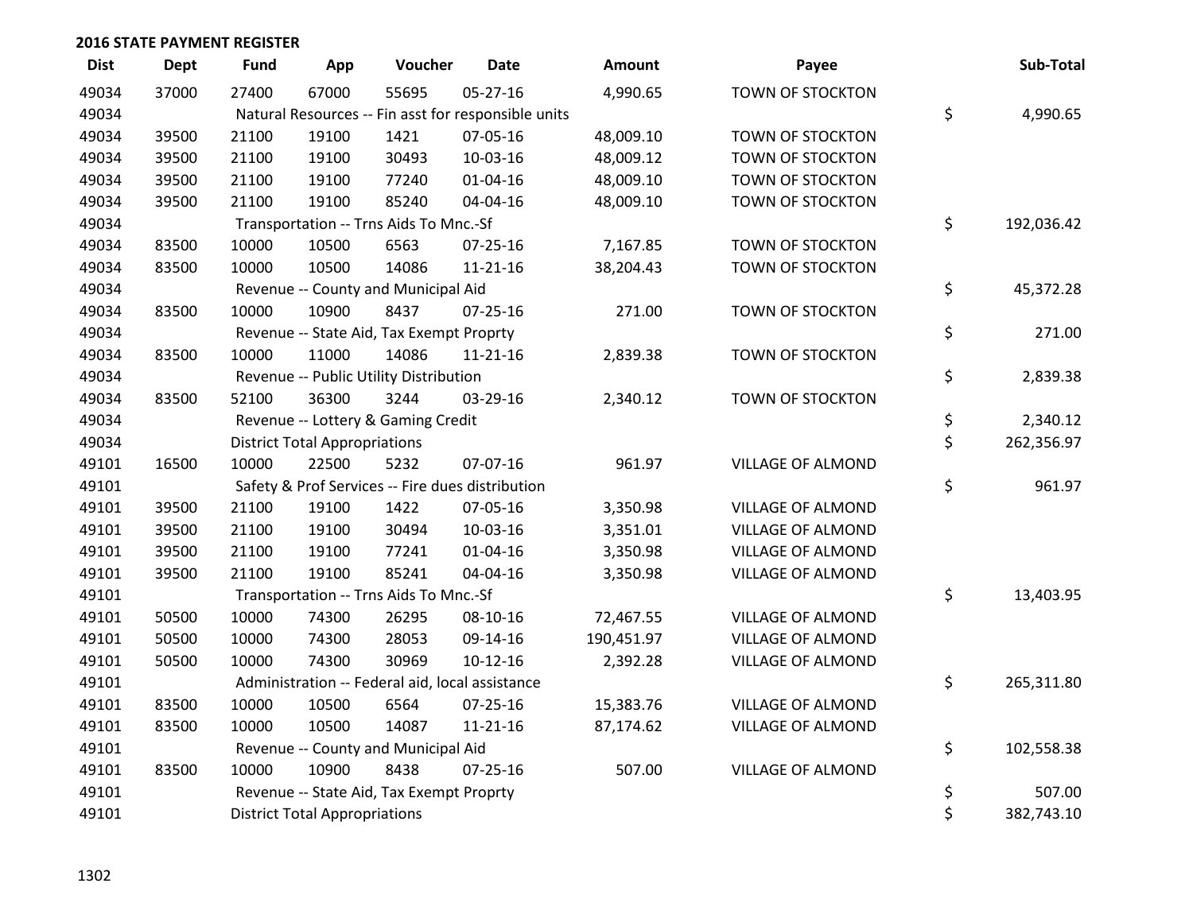## 2016 STATE PAYMENT REGISTER

| Dist | Dept | Fund | App | Voucher | Date | Amount | Payee | Sub-Total |
|---|---|---|---|---|---|---|---|---|
| 49034 | 37000 | 27400 | 67000 | 55695 | 05-27-16 | 4,990.65 | TOWN OF STOCKTON | |
| 49034 | | Natural Resources -- Fin asst for responsible units | | | | | | $ 4,990.65 |
| 49034 | 39500 | 21100 | 19100 | 1421 | 07-05-16 | 48,009.10 | TOWN OF STOCKTON | |
| 49034 | 39500 | 21100 | 19100 | 30493 | 10-03-16 | 48,009.12 | TOWN OF STOCKTON | |
| 49034 | 39500 | 21100 | 19100 | 77240 | 01-04-16 | 48,009.10 | TOWN OF STOCKTON | |
| 49034 | 39500 | 21100 | 19100 | 85240 | 04-04-16 | 48,009.10 | TOWN OF STOCKTON | |
| 49034 | | Transportation -- Trns Aids To Mnc.-Sf | | | | | | $ 192,036.42 |
| 49034 | 83500 | 10000 | 10500 | 6563 | 07-25-16 | 7,167.85 | TOWN OF STOCKTON | |
| 49034 | 83500 | 10000 | 10500 | 14086 | 11-21-16 | 38,204.43 | TOWN OF STOCKTON | |
| 49034 | | Revenue -- County and Municipal Aid | | | | | | $ 45,372.28 |
| 49034 | 83500 | 10000 | 10900 | 8437 | 07-25-16 | 271.00 | TOWN OF STOCKTON | |
| 49034 | | Revenue -- State Aid, Tax Exempt Proprty | | | | | | $ 271.00 |
| 49034 | 83500 | 10000 | 11000 | 14086 | 11-21-16 | 2,839.38 | TOWN OF STOCKTON | |
| 49034 | | Revenue -- Public Utility Distribution | | | | | | $ 2,839.38 |
| 49034 | 83500 | 52100 | 36300 | 3244 | 03-29-16 | 2,340.12 | TOWN OF STOCKTON | |
| 49034 | | Revenue -- Lottery & Gaming Credit | | | | | | $ 2,340.12 |
| 49034 | | District Total Appropriations | | | | | | $ 262,356.97 |
| 49101 | 16500 | 10000 | 22500 | 5232 | 07-07-16 | 961.97 | VILLAGE OF ALMOND | |
| 49101 | | Safety & Prof Services -- Fire dues distribution | | | | | | $ 961.97 |
| 49101 | 39500 | 21100 | 19100 | 1422 | 07-05-16 | 3,350.98 | VILLAGE OF ALMOND | |
| 49101 | 39500 | 21100 | 19100 | 30494 | 10-03-16 | 3,351.01 | VILLAGE OF ALMOND | |
| 49101 | 39500 | 21100 | 19100 | 77241 | 01-04-16 | 3,350.98 | VILLAGE OF ALMOND | |
| 49101 | 39500 | 21100 | 19100 | 85241 | 04-04-16 | 3,350.98 | VILLAGE OF ALMOND | |
| 49101 | | Transportation -- Trns Aids To Mnc.-Sf | | | | | | $ 13,403.95 |
| 49101 | 50500 | 10000 | 74300 | 26295 | 08-10-16 | 72,467.55 | VILLAGE OF ALMOND | |
| 49101 | 50500 | 10000 | 74300 | 28053 | 09-14-16 | 190,451.97 | VILLAGE OF ALMOND | |
| 49101 | 50500 | 10000 | 74300 | 30969 | 10-12-16 | 2,392.28 | VILLAGE OF ALMOND | |
| 49101 | | Administration -- Federal aid, local assistance | | | | | | $ 265,311.80 |
| 49101 | 83500 | 10000 | 10500 | 6564 | 07-25-16 | 15,383.76 | VILLAGE OF ALMOND | |
| 49101 | 83500 | 10000 | 10500 | 14087 | 11-21-16 | 87,174.62 | VILLAGE OF ALMOND | |
| 49101 | | Revenue -- County and Municipal Aid | | | | | | $ 102,558.38 |
| 49101 | 83500 | 10000 | 10900 | 8438 | 07-25-16 | 507.00 | VILLAGE OF ALMOND | |
| 49101 | | Revenue -- State Aid, Tax Exempt Proprty | | | | | | $ 507.00 |
| 49101 | | District Total Appropriations | | | | | | $ 382,743.10 |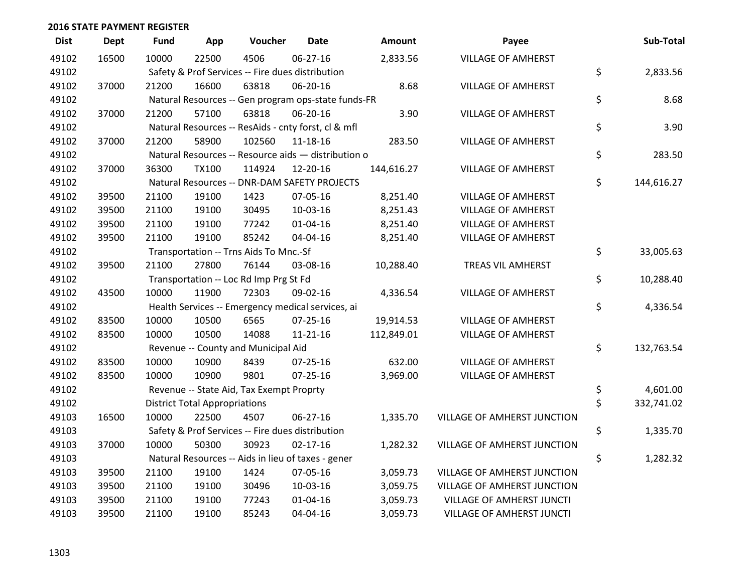## 2016 STATE PAYMENT REGISTER

| Dist | Dept | Fund | App | Voucher | Date | Amount | Payee | Sub-Total |
|---|---|---|---|---|---|---|---|---|
| 49102 | 16500 | 10000 | 22500 | 4506 | 06-27-16 | 2,833.56 | VILLAGE OF AMHERST | |
| 49102 | | Safety & Prof Services -- Fire dues distribution | | | | | | $ 2,833.56 |
| 49102 | 37000 | 21200 | 16600 | 63818 | 06-20-16 | 8.68 | VILLAGE OF AMHERST | |
| 49102 | | Natural Resources -- Gen program ops-state funds-FR | | | | | | $ 8.68 |
| 49102 | 37000 | 21200 | 57100 | 63818 | 06-20-16 | 3.90 | VILLAGE OF AMHERST | |
| 49102 | | Natural Resources -- ResAids - cnty forst, cl & mfl | | | | | | $ 3.90 |
| 49102 | 37000 | 21200 | 58900 | 102560 | 11-18-16 | 283.50 | VILLAGE OF AMHERST | |
| 49102 | | Natural Resources -- Resource aids — distribution o | | | | | | $ 283.50 |
| 49102 | 37000 | 36300 | TX100 | 114924 | 12-20-16 | 144,616.27 | VILLAGE OF AMHERST | |
| 49102 | | Natural Resources -- DNR-DAM SAFETY PROJECTS | | | | | | $ 144,616.27 |
| 49102 | 39500 | 21100 | 19100 | 1423 | 07-05-16 | 8,251.40 | VILLAGE OF AMHERST | |
| 49102 | 39500 | 21100 | 19100 | 30495 | 10-03-16 | 8,251.43 | VILLAGE OF AMHERST | |
| 49102 | 39500 | 21100 | 19100 | 77242 | 01-04-16 | 8,251.40 | VILLAGE OF AMHERST | |
| 49102 | 39500 | 21100 | 19100 | 85242 | 04-04-16 | 8,251.40 | VILLAGE OF AMHERST | |
| 49102 | | Transportation -- Trns Aids To Mnc.-Sf | | | | | | $ 33,005.63 |
| 49102 | 39500 | 21100 | 27800 | 76144 | 03-08-16 | 10,288.40 | TREAS VIL AMHERST | |
| 49102 | | Transportation -- Loc Rd Imp Prg St Fd | | | | | | $ 10,288.40 |
| 49102 | 43500 | 10000 | 11900 | 72303 | 09-02-16 | 4,336.54 | VILLAGE OF AMHERST | |
| 49102 | | Health Services -- Emergency medical services, ai | | | | | | $ 4,336.54 |
| 49102 | 83500 | 10000 | 10500 | 6565 | 07-25-16 | 19,914.53 | VILLAGE OF AMHERST | |
| 49102 | 83500 | 10000 | 10500 | 14088 | 11-21-16 | 112,849.01 | VILLAGE OF AMHERST | |
| 49102 | | Revenue -- County and Municipal Aid | | | | | | $ 132,763.54 |
| 49102 | 83500 | 10000 | 10900 | 8439 | 07-25-16 | 632.00 | VILLAGE OF AMHERST | |
| 49102 | 83500 | 10000 | 10900 | 9801 | 07-25-16 | 3,969.00 | VILLAGE OF AMHERST | |
| 49102 | | Revenue -- State Aid, Tax Exempt Proprty | | | | | | $ 4,601.00 |
| 49102 | | District Total Appropriations | | | | | | $ 332,741.02 |
| 49103 | 16500 | 10000 | 22500 | 4507 | 06-27-16 | 1,335.70 | VILLAGE OF AMHERST JUNCTION | |
| 49103 | | Safety & Prof Services -- Fire dues distribution | | | | | | $ 1,335.70 |
| 49103 | 37000 | 10000 | 50300 | 30923 | 02-17-16 | 1,282.32 | VILLAGE OF AMHERST JUNCTION | |
| 49103 | | Natural Resources -- Aids in lieu of taxes - gener | | | | | | $ 1,282.32 |
| 49103 | 39500 | 21100 | 19100 | 1424 | 07-05-16 | 3,059.73 | VILLAGE OF AMHERST JUNCTION | |
| 49103 | 39500 | 21100 | 19100 | 30496 | 10-03-16 | 3,059.75 | VILLAGE OF AMHERST JUNCTION | |
| 49103 | 39500 | 21100 | 19100 | 77243 | 01-04-16 | 3,059.73 | VILLAGE OF AMHERST JUNCTI | |
| 49103 | 39500 | 21100 | 19100 | 85243 | 04-04-16 | 3,059.73 | VILLAGE OF AMHERST JUNCTI | |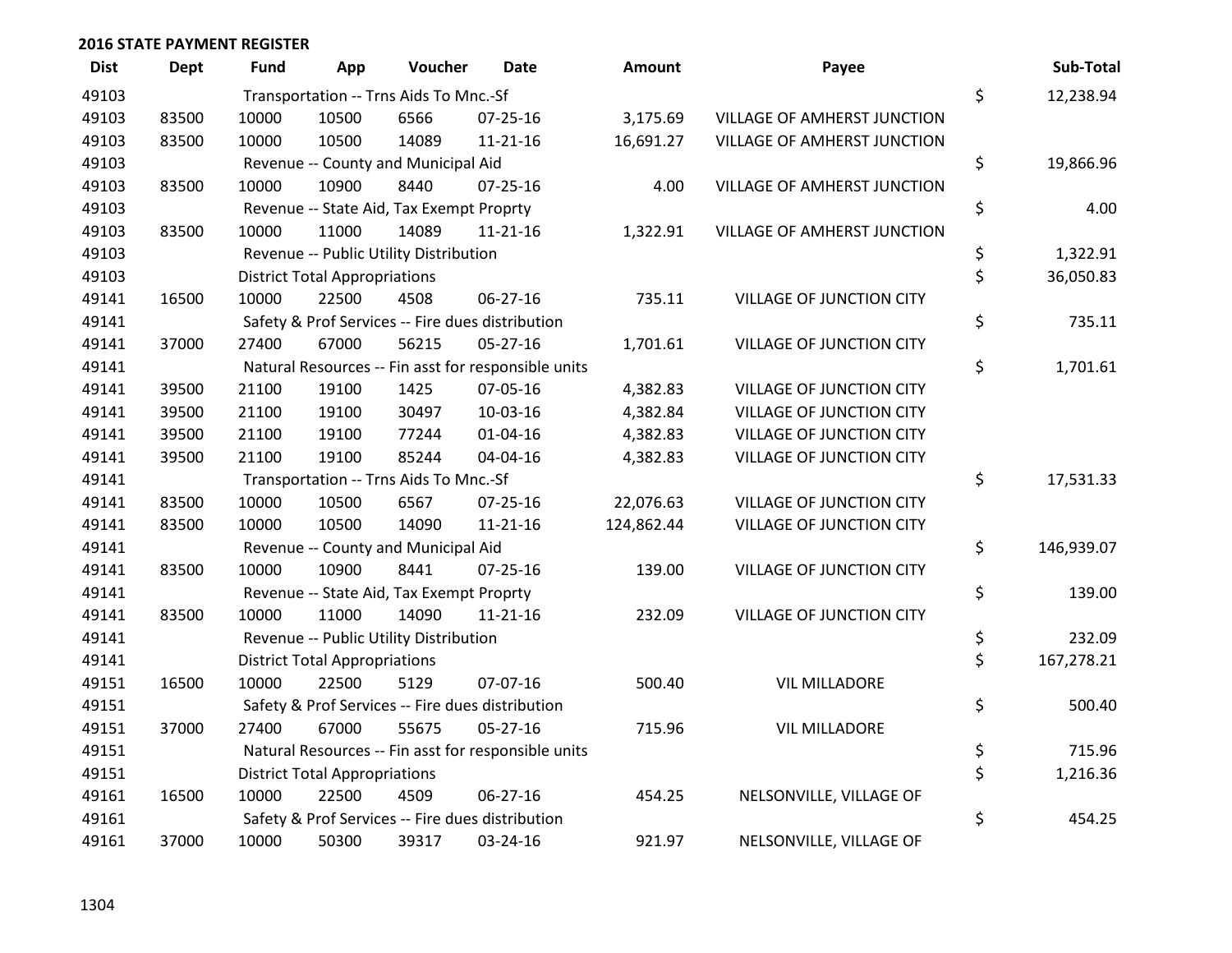## 2016 STATE PAYMENT REGISTER

| Dist | Dept | Fund | App | Voucher | Date | Amount | Payee | | Sub-Total |
|---|---|---|---|---|---|---|---|---|---|
| 49103 | | Transportation -- Trns Aids To Mnc.-Sf | | | | | | $ | 12,238.94 |
| 49103 | 83500 | 10000 | 10500 | 6566 | 07-25-16 | 3,175.69 | VILLAGE OF AMHERST JUNCTION | | |
| 49103 | 83500 | 10000 | 10500 | 14089 | 11-21-16 | 16,691.27 | VILLAGE OF AMHERST JUNCTION | | |
| 49103 | | Revenue -- County and Municipal Aid | | | | | | $ | 19,866.96 |
| 49103 | 83500 | 10000 | 10900 | 8440 | 07-25-16 | 4.00 | VILLAGE OF AMHERST JUNCTION | | |
| 49103 | | Revenue -- State Aid, Tax Exempt Proprty | | | | | | $ | 4.00 |
| 49103 | 83500 | 10000 | 11000 | 14089 | 11-21-16 | 1,322.91 | VILLAGE OF AMHERST JUNCTION | | |
| 49103 | | Revenue -- Public Utility Distribution | | | | | | $ | 1,322.91 |
| 49103 | | District Total Appropriations | | | | | | $ | 36,050.83 |
| 49141 | 16500 | 10000 | 22500 | 4508 | 06-27-16 | 735.11 | VILLAGE OF JUNCTION CITY | | |
| 49141 | | Safety & Prof Services -- Fire dues distribution | | | | | | $ | 735.11 |
| 49141 | 37000 | 27400 | 67000 | 56215 | 05-27-16 | 1,701.61 | VILLAGE OF JUNCTION CITY | | |
| 49141 | | Natural Resources -- Fin asst for responsible units | | | | | | $ | 1,701.61 |
| 49141 | 39500 | 21100 | 19100 | 1425 | 07-05-16 | 4,382.83 | VILLAGE OF JUNCTION CITY | | |
| 49141 | 39500 | 21100 | 19100 | 30497 | 10-03-16 | 4,382.84 | VILLAGE OF JUNCTION CITY | | |
| 49141 | 39500 | 21100 | 19100 | 77244 | 01-04-16 | 4,382.83 | VILLAGE OF JUNCTION CITY | | |
| 49141 | 39500 | 21100 | 19100 | 85244 | 04-04-16 | 4,382.83 | VILLAGE OF JUNCTION CITY | | |
| 49141 | | Transportation -- Trns Aids To Mnc.-Sf | | | | | | $ | 17,531.33 |
| 49141 | 83500 | 10000 | 10500 | 6567 | 07-25-16 | 22,076.63 | VILLAGE OF JUNCTION CITY | | |
| 49141 | 83500 | 10000 | 10500 | 14090 | 11-21-16 | 124,862.44 | VILLAGE OF JUNCTION CITY | | |
| 49141 | | Revenue -- County and Municipal Aid | | | | | | $ | 146,939.07 |
| 49141 | 83500 | 10000 | 10900 | 8441 | 07-25-16 | 139.00 | VILLAGE OF JUNCTION CITY | | |
| 49141 | | Revenue -- State Aid, Tax Exempt Proprty | | | | | | $ | 139.00 |
| 49141 | 83500 | 10000 | 11000 | 14090 | 11-21-16 | 232.09 | VILLAGE OF JUNCTION CITY | | |
| 49141 | | Revenue -- Public Utility Distribution | | | | | | $ | 232.09 |
| 49141 | | District Total Appropriations | | | | | | $ | 167,278.21 |
| 49151 | 16500 | 10000 | 22500 | 5129 | 07-07-16 | 500.40 | VIL MILLADORE | | |
| 49151 | | Safety & Prof Services -- Fire dues distribution | | | | | | $ | 500.40 |
| 49151 | 37000 | 27400 | 67000 | 55675 | 05-27-16 | 715.96 | VIL MILLADORE | | |
| 49151 | | Natural Resources -- Fin asst for responsible units | | | | | | $ | 715.96 |
| 49151 | | District Total Appropriations | | | | | | $ | 1,216.36 |
| 49161 | 16500 | 10000 | 22500 | 4509 | 06-27-16 | 454.25 | NELSONVILLE, VILLAGE OF | | |
| 49161 | | Safety & Prof Services -- Fire dues distribution | | | | | | $ | 454.25 |
| 49161 | 37000 | 10000 | 50300 | 39317 | 03-24-16 | 921.97 | NELSONVILLE, VILLAGE OF | | |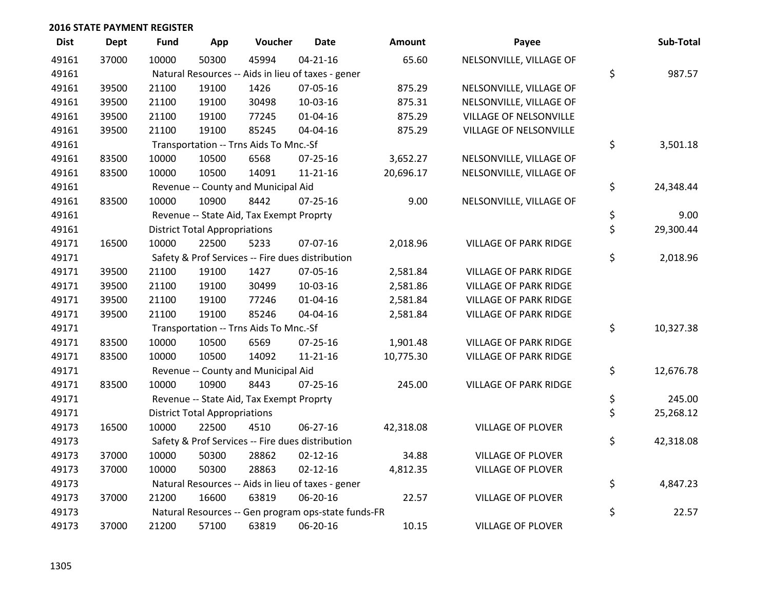**2016 STATE PAYMENT REGISTER**

| Dist | Dept | Fund | App | Voucher | Date | Amount | Payee | Sub-Total |
|---|---|---|---|---|---|---|---|---|
| 49161 | 37000 | 10000 | 50300 | 45994 | 04-21-16 | 65.60 | NELSONVILLE, VILLAGE OF | |
| 49161 | | Natural Resources -- Aids in lieu of taxes - gener | | | | | | $ 987.57 |
| 49161 | 39500 | 21100 | 19100 | 1426 | 07-05-16 | 875.29 | NELSONVILLE, VILLAGE OF | |
| 49161 | 39500 | 21100 | 19100 | 30498 | 10-03-16 | 875.31 | NELSONVILLE, VILLAGE OF | |
| 49161 | 39500 | 21100 | 19100 | 77245 | 01-04-16 | 875.29 | VILLAGE OF NELSONVILLE | |
| 49161 | 39500 | 21100 | 19100 | 85245 | 04-04-16 | 875.29 | VILLAGE OF NELSONVILLE | |
| 49161 | | Transportation -- Trns Aids To Mnc.-Sf | | | | | | $ 3,501.18 |
| 49161 | 83500 | 10000 | 10500 | 6568 | 07-25-16 | 3,652.27 | NELSONVILLE, VILLAGE OF | |
| 49161 | 83500 | 10000 | 10500 | 14091 | 11-21-16 | 20,696.17 | NELSONVILLE, VILLAGE OF | |
| 49161 | | Revenue -- County and Municipal Aid | | | | | | $ 24,348.44 |
| 49161 | 83500 | 10000 | 10900 | 8442 | 07-25-16 | 9.00 | NELSONVILLE, VILLAGE OF | |
| 49161 | | Revenue -- State Aid, Tax Exempt Proprty | | | | | | $ 9.00 |
| 49161 | | District Total Appropriations | | | | | | $ 29,300.44 |
| 49171 | 16500 | 10000 | 22500 | 5233 | 07-07-16 | 2,018.96 | VILLAGE OF PARK RIDGE | |
| 49171 | | Safety & Prof Services -- Fire dues distribution | | | | | | $ 2,018.96 |
| 49171 | 39500 | 21100 | 19100 | 1427 | 07-05-16 | 2,581.84 | VILLAGE OF PARK RIDGE | |
| 49171 | 39500 | 21100 | 19100 | 30499 | 10-03-16 | 2,581.86 | VILLAGE OF PARK RIDGE | |
| 49171 | 39500 | 21100 | 19100 | 77246 | 01-04-16 | 2,581.84 | VILLAGE OF PARK RIDGE | |
| 49171 | 39500 | 21100 | 19100 | 85246 | 04-04-16 | 2,581.84 | VILLAGE OF PARK RIDGE | |
| 49171 | | Transportation -- Trns Aids To Mnc.-Sf | | | | | | $ 10,327.38 |
| 49171 | 83500 | 10000 | 10500 | 6569 | 07-25-16 | 1,901.48 | VILLAGE OF PARK RIDGE | |
| 49171 | 83500 | 10000 | 10500 | 14092 | 11-21-16 | 10,775.30 | VILLAGE OF PARK RIDGE | |
| 49171 | | Revenue -- County and Municipal Aid | | | | | | $ 12,676.78 |
| 49171 | 83500 | 10000 | 10900 | 8443 | 07-25-16 | 245.00 | VILLAGE OF PARK RIDGE | |
| 49171 | | Revenue -- State Aid, Tax Exempt Proprty | | | | | | $ 245.00 |
| 49171 | | District Total Appropriations | | | | | | $ 25,268.12 |
| 49173 | 16500 | 10000 | 22500 | 4510 | 06-27-16 | 42,318.08 | VILLAGE OF PLOVER | |
| 49173 | | Safety & Prof Services -- Fire dues distribution | | | | | | $ 42,318.08 |
| 49173 | 37000 | 10000 | 50300 | 28862 | 02-12-16 | 34.88 | VILLAGE OF PLOVER | |
| 49173 | 37000 | 10000 | 50300 | 28863 | 02-12-16 | 4,812.35 | VILLAGE OF PLOVER | |
| 49173 | | Natural Resources -- Aids in lieu of taxes - gener | | | | | | $ 4,847.23 |
| 49173 | 37000 | 21200 | 16600 | 63819 | 06-20-16 | 22.57 | VILLAGE OF PLOVER | |
| 49173 | | Natural Resources -- Gen program ops-state funds-FR | | | | | | $ 22.57 |
| 49173 | 37000 | 21200 | 57100 | 63819 | 06-20-16 | 10.15 | VILLAGE OF PLOVER | |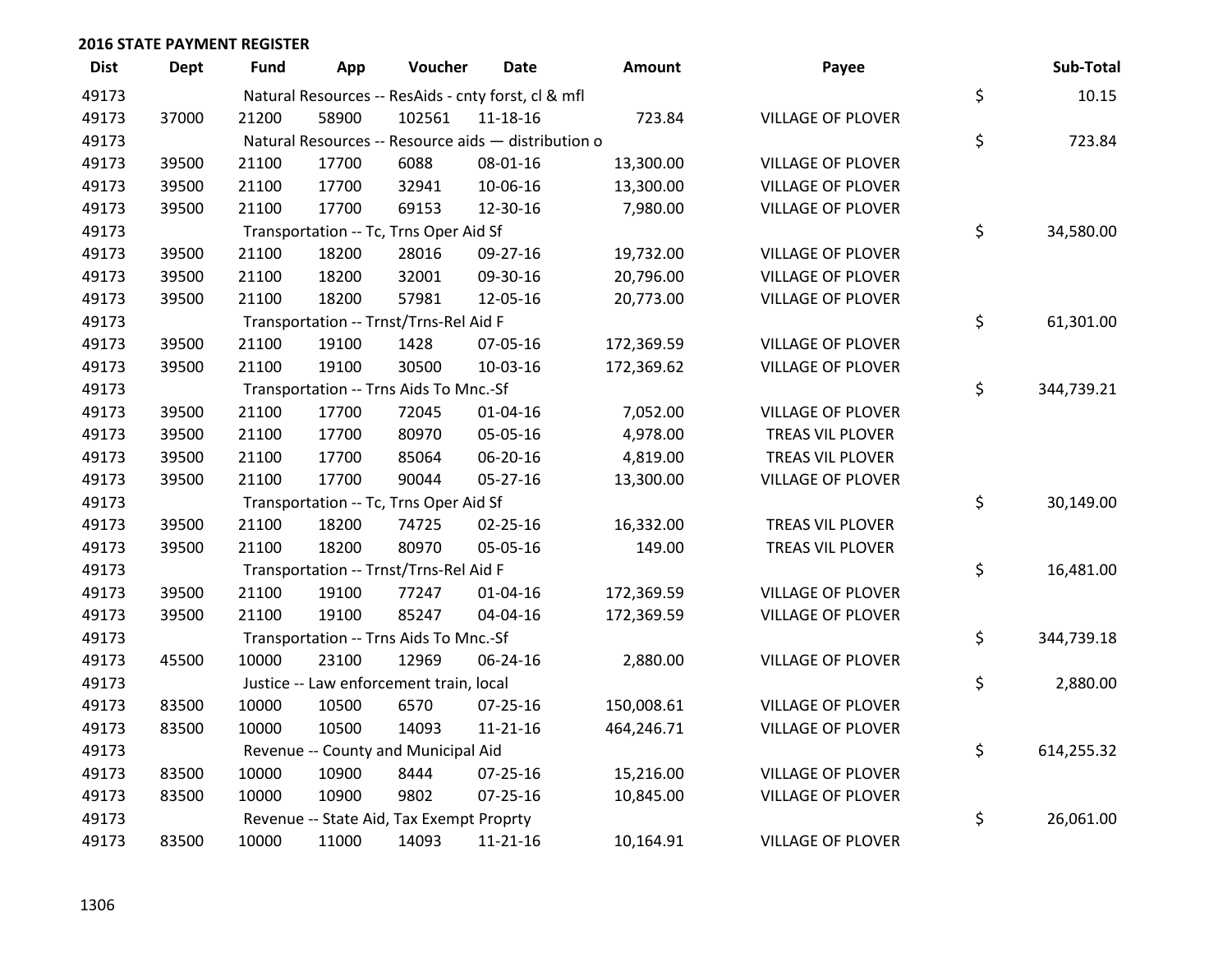## 2016 STATE PAYMENT REGISTER

| Dist | Dept | Fund | App | Voucher | Date | Amount | Payee | Sub-Total |
|---|---|---|---|---|---|---|---|---|
| 49173 | | Natural Resources -- ResAids - cnty forst, cl & mfl | | | | | | $ 10.15 |
| 49173 | 37000 | 21200 | 58900 | 102561 | 11-18-16 | 723.84 | VILLAGE OF PLOVER | |
| 49173 | | Natural Resources -- Resource aids — distribution o | | | | | | $ 723.84 |
| 49173 | 39500 | 21100 | 17700 | 6088 | 08-01-16 | 13,300.00 | VILLAGE OF PLOVER | |
| 49173 | 39500 | 21100 | 17700 | 32941 | 10-06-16 | 13,300.00 | VILLAGE OF PLOVER | |
| 49173 | 39500 | 21100 | 17700 | 69153 | 12-30-16 | 7,980.00 | VILLAGE OF PLOVER | |
| 49173 | | Transportation -- Tc, Trns Oper Aid Sf | | | | | | $ 34,580.00 |
| 49173 | 39500 | 21100 | 18200 | 28016 | 09-27-16 | 19,732.00 | VILLAGE OF PLOVER | |
| 49173 | 39500 | 21100 | 18200 | 32001 | 09-30-16 | 20,796.00 | VILLAGE OF PLOVER | |
| 49173 | 39500 | 21100 | 18200 | 57981 | 12-05-16 | 20,773.00 | VILLAGE OF PLOVER | |
| 49173 | | Transportation -- Trnst/Trns-Rel Aid F | | | | | | $ 61,301.00 |
| 49173 | 39500 | 21100 | 19100 | 1428 | 07-05-16 | 172,369.59 | VILLAGE OF PLOVER | |
| 49173 | 39500 | 21100 | 19100 | 30500 | 10-03-16 | 172,369.62 | VILLAGE OF PLOVER | |
| 49173 | | Transportation -- Trns Aids To Mnc.-Sf | | | | | | $ 344,739.21 |
| 49173 | 39500 | 21100 | 17700 | 72045 | 01-04-16 | 7,052.00 | VILLAGE OF PLOVER | |
| 49173 | 39500 | 21100 | 17700 | 80970 | 05-05-16 | 4,978.00 | TREAS VIL PLOVER | |
| 49173 | 39500 | 21100 | 17700 | 85064 | 06-20-16 | 4,819.00 | TREAS VIL PLOVER | |
| 49173 | 39500 | 21100 | 17700 | 90044 | 05-27-16 | 13,300.00 | VILLAGE OF PLOVER | |
| 49173 | | Transportation -- Tc, Trns Oper Aid Sf | | | | | | $ 30,149.00 |
| 49173 | 39500 | 21100 | 18200 | 74725 | 02-25-16 | 16,332.00 | TREAS VIL PLOVER | |
| 49173 | 39500 | 21100 | 18200 | 80970 | 05-05-16 | 149.00 | TREAS VIL PLOVER | |
| 49173 | | Transportation -- Trnst/Trns-Rel Aid F | | | | | | $ 16,481.00 |
| 49173 | 39500 | 21100 | 19100 | 77247 | 01-04-16 | 172,369.59 | VILLAGE OF PLOVER | |
| 49173 | 39500 | 21100 | 19100 | 85247 | 04-04-16 | 172,369.59 | VILLAGE OF PLOVER | |
| 49173 | | Transportation -- Trns Aids To Mnc.-Sf | | | | | | $ 344,739.18 |
| 49173 | 45500 | 10000 | 23100 | 12969 | 06-24-16 | 2,880.00 | VILLAGE OF PLOVER | |
| 49173 | | Justice -- Law enforcement train, local | | | | | | $ 2,880.00 |
| 49173 | 83500 | 10000 | 10500 | 6570 | 07-25-16 | 150,008.61 | VILLAGE OF PLOVER | |
| 49173 | 83500 | 10000 | 10500 | 14093 | 11-21-16 | 464,246.71 | VILLAGE OF PLOVER | |
| 49173 | | Revenue -- County and Municipal Aid | | | | | | $ 614,255.32 |
| 49173 | 83500 | 10000 | 10900 | 8444 | 07-25-16 | 15,216.00 | VILLAGE OF PLOVER | |
| 49173 | 83500 | 10000 | 10900 | 9802 | 07-25-16 | 10,845.00 | VILLAGE OF PLOVER | |
| 49173 | | Revenue -- State Aid, Tax Exempt Proprty | | | | | | $ 26,061.00 |
| 49173 | 83500 | 10000 | 11000 | 14093 | 11-21-16 | 10,164.91 | VILLAGE OF PLOVER | |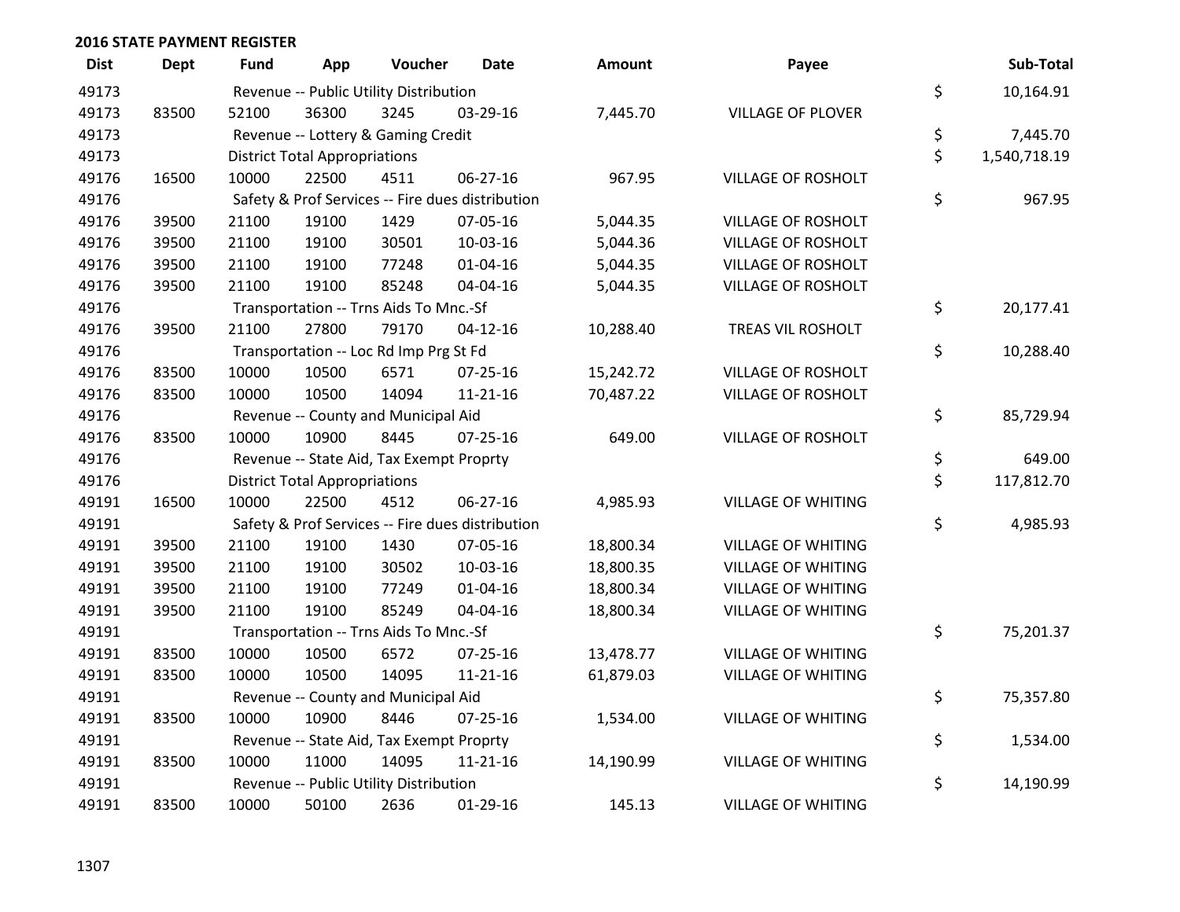## 2016 STATE PAYMENT REGISTER

| Dist | Dept | Fund | App | Voucher | Date | Amount | Payee | | Sub-Total |
|---|---|---|---|---|---|---|---|---|---|
| 49173 | | Revenue -- Public Utility Distribution | | | | | | $ | 10,164.91 |
| 49173 | 83500 | 52100 | 36300 | 3245 | 03-29-16 | 7,445.70 | VILLAGE OF PLOVER | | |
| 49173 | | Revenue -- Lottery & Gaming Credit | | | | | | $ | 7,445.70 |
| 49173 | | District Total Appropriations | | | | | | $ | 1,540,718.19 |
| 49176 | 16500 | 10000 | 22500 | 4511 | 06-27-16 | 967.95 | VILLAGE OF ROSHOLT | | |
| 49176 | | Safety & Prof Services -- Fire dues distribution | | | | | | $ | 967.95 |
| 49176 | 39500 | 21100 | 19100 | 1429 | 07-05-16 | 5,044.35 | VILLAGE OF ROSHOLT | | |
| 49176 | 39500 | 21100 | 19100 | 30501 | 10-03-16 | 5,044.36 | VILLAGE OF ROSHOLT | | |
| 49176 | 39500 | 21100 | 19100 | 77248 | 01-04-16 | 5,044.35 | VILLAGE OF ROSHOLT | | |
| 49176 | 39500 | 21100 | 19100 | 85248 | 04-04-16 | 5,044.35 | VILLAGE OF ROSHOLT | | |
| 49176 | | Transportation -- Trns Aids To Mnc.-Sf | | | | | | $ | 20,177.41 |
| 49176 | 39500 | 21100 | 27800 | 79170 | 04-12-16 | 10,288.40 | TREAS VIL ROSHOLT | | |
| 49176 | | Transportation -- Loc Rd Imp Prg St Fd | | | | | | $ | 10,288.40 |
| 49176 | 83500 | 10000 | 10500 | 6571 | 07-25-16 | 15,242.72 | VILLAGE OF ROSHOLT | | |
| 49176 | 83500 | 10000 | 10500 | 14094 | 11-21-16 | 70,487.22 | VILLAGE OF ROSHOLT | | |
| 49176 | | Revenue -- County and Municipal Aid | | | | | | $ | 85,729.94 |
| 49176 | 83500 | 10000 | 10900 | 8445 | 07-25-16 | 649.00 | VILLAGE OF ROSHOLT | | |
| 49176 | | Revenue -- State Aid, Tax Exempt Proprty | | | | | | $ | 649.00 |
| 49176 | | District Total Appropriations | | | | | | $ | 117,812.70 |
| 49191 | 16500 | 10000 | 22500 | 4512 | 06-27-16 | 4,985.93 | VILLAGE OF WHITING | | |
| 49191 | | Safety & Prof Services -- Fire dues distribution | | | | | | $ | 4,985.93 |
| 49191 | 39500 | 21100 | 19100 | 1430 | 07-05-16 | 18,800.34 | VILLAGE OF WHITING | | |
| 49191 | 39500 | 21100 | 19100 | 30502 | 10-03-16 | 18,800.35 | VILLAGE OF WHITING | | |
| 49191 | 39500 | 21100 | 19100 | 77249 | 01-04-16 | 18,800.34 | VILLAGE OF WHITING | | |
| 49191 | 39500 | 21100 | 19100 | 85249 | 04-04-16 | 18,800.34 | VILLAGE OF WHITING | | |
| 49191 | | Transportation -- Trns Aids To Mnc.-Sf | | | | | | $ | 75,201.37 |
| 49191 | 83500 | 10000 | 10500 | 6572 | 07-25-16 | 13,478.77 | VILLAGE OF WHITING | | |
| 49191 | 83500 | 10000 | 10500 | 14095 | 11-21-16 | 61,879.03 | VILLAGE OF WHITING | | |
| 49191 | | Revenue -- County and Municipal Aid | | | | | | $ | 75,357.80 |
| 49191 | 83500 | 10000 | 10900 | 8446 | 07-25-16 | 1,534.00 | VILLAGE OF WHITING | | |
| 49191 | | Revenue -- State Aid, Tax Exempt Proprty | | | | | | $ | 1,534.00 |
| 49191 | 83500 | 10000 | 11000 | 14095 | 11-21-16 | 14,190.99 | VILLAGE OF WHITING | | |
| 49191 | | Revenue -- Public Utility Distribution | | | | | | $ | 14,190.99 |
| 49191 | 83500 | 10000 | 50100 | 2636 | 01-29-16 | 145.13 | VILLAGE OF WHITING | | |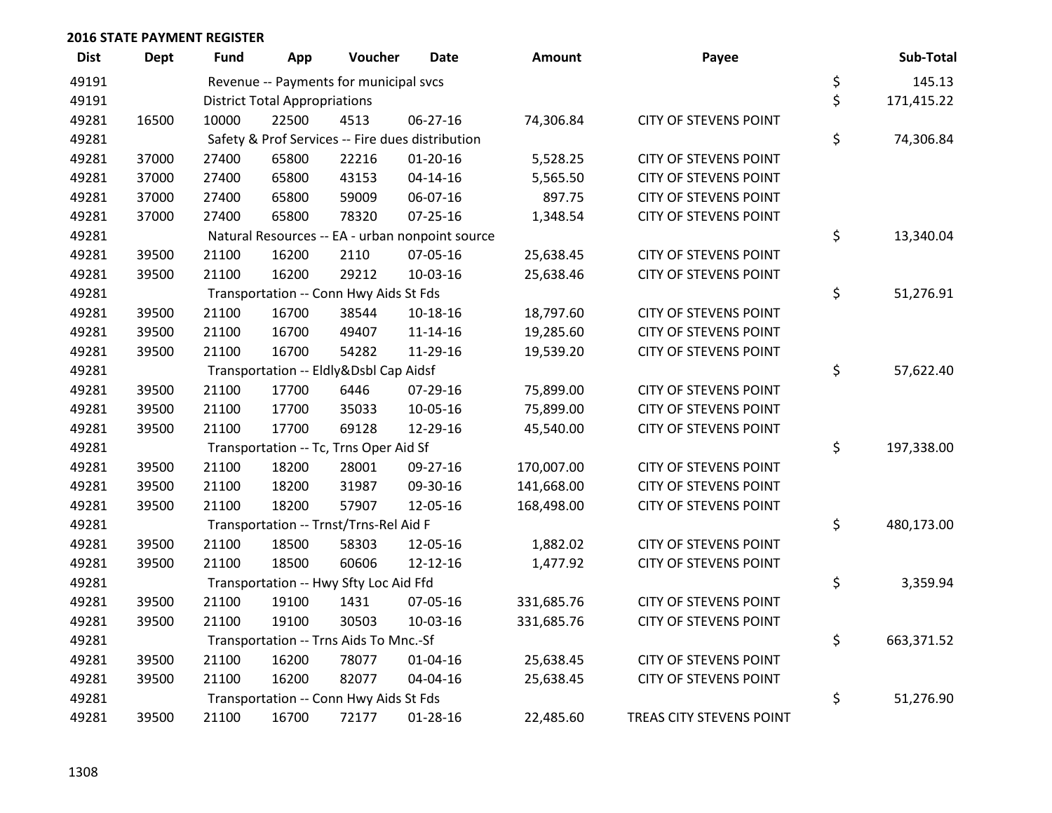## 2016 STATE PAYMENT REGISTER

| Dist | Dept | Fund | App | Voucher | Date | Amount | Payee | Sub-Total |
|---|---|---|---|---|---|---|---|---|
| 49191 | | Revenue -- Payments for municipal svcs | | | | | | $ 145.13 |
| 49191 | | District Total Appropriations | | | | | | $ 171,415.22 |
| 49281 | 16500 | 10000 | 22500 | 4513 | 06-27-16 | 74,306.84 | CITY OF STEVENS POINT | |
| 49281 | | Safety & Prof Services -- Fire dues distribution | | | | | | $ 74,306.84 |
| 49281 | 37000 | 27400 | 65800 | 22216 | 01-20-16 | 5,528.25 | CITY OF STEVENS POINT | |
| 49281 | 37000 | 27400 | 65800 | 43153 | 04-14-16 | 5,565.50 | CITY OF STEVENS POINT | |
| 49281 | 37000 | 27400 | 65800 | 59009 | 06-07-16 | 897.75 | CITY OF STEVENS POINT | |
| 49281 | 37000 | 27400 | 65800 | 78320 | 07-25-16 | 1,348.54 | CITY OF STEVENS POINT | |
| 49281 | | Natural Resources -- EA - urban nonpoint source | | | | | | $ 13,340.04 |
| 49281 | 39500 | 21100 | 16200 | 2110 | 07-05-16 | 25,638.45 | CITY OF STEVENS POINT | |
| 49281 | 39500 | 21100 | 16200 | 29212 | 10-03-16 | 25,638.46 | CITY OF STEVENS POINT | |
| 49281 | | Transportation -- Conn Hwy Aids St Fds | | | | | | $ 51,276.91 |
| 49281 | 39500 | 21100 | 16700 | 38544 | 10-18-16 | 18,797.60 | CITY OF STEVENS POINT | |
| 49281 | 39500 | 21100 | 16700 | 49407 | 11-14-16 | 19,285.60 | CITY OF STEVENS POINT | |
| 49281 | 39500 | 21100 | 16700 | 54282 | 11-29-16 | 19,539.20 | CITY OF STEVENS POINT | |
| 49281 | | Transportation -- Eldly&Dsbl Cap Aidsf | | | | | | $ 57,622.40 |
| 49281 | 39500 | 21100 | 17700 | 6446 | 07-29-16 | 75,899.00 | CITY OF STEVENS POINT | |
| 49281 | 39500 | 21100 | 17700 | 35033 | 10-05-16 | 75,899.00 | CITY OF STEVENS POINT | |
| 49281 | 39500 | 21100 | 17700 | 69128 | 12-29-16 | 45,540.00 | CITY OF STEVENS POINT | |
| 49281 | | Transportation -- Tc, Trns Oper Aid Sf | | | | | | $ 197,338.00 |
| 49281 | 39500 | 21100 | 18200 | 28001 | 09-27-16 | 170,007.00 | CITY OF STEVENS POINT | |
| 49281 | 39500 | 21100 | 18200 | 31987 | 09-30-16 | 141,668.00 | CITY OF STEVENS POINT | |
| 49281 | 39500 | 21100 | 18200 | 57907 | 12-05-16 | 168,498.00 | CITY OF STEVENS POINT | |
| 49281 | | Transportation -- Trnst/Trns-Rel Aid F | | | | | | $ 480,173.00 |
| 49281 | 39500 | 21100 | 18500 | 58303 | 12-05-16 | 1,882.02 | CITY OF STEVENS POINT | |
| 49281 | 39500 | 21100 | 18500 | 60606 | 12-12-16 | 1,477.92 | CITY OF STEVENS POINT | |
| 49281 | | Transportation -- Hwy Sfty Loc Aid Ffd | | | | | | $ 3,359.94 |
| 49281 | 39500 | 21100 | 19100 | 1431 | 07-05-16 | 331,685.76 | CITY OF STEVENS POINT | |
| 49281 | 39500 | 21100 | 19100 | 30503 | 10-03-16 | 331,685.76 | CITY OF STEVENS POINT | |
| 49281 | | Transportation -- Trns Aids To Mnc.-Sf | | | | | | $ 663,371.52 |
| 49281 | 39500 | 21100 | 16200 | 78077 | 01-04-16 | 25,638.45 | CITY OF STEVENS POINT | |
| 49281 | 39500 | 21100 | 16200 | 82077 | 04-04-16 | 25,638.45 | CITY OF STEVENS POINT | |
| 49281 | | Transportation -- Conn Hwy Aids St Fds | | | | | | $ 51,276.90 |
| 49281 | 39500 | 21100 | 16700 | 72177 | 01-28-16 | 22,485.60 | TREAS CITY STEVENS POINT | |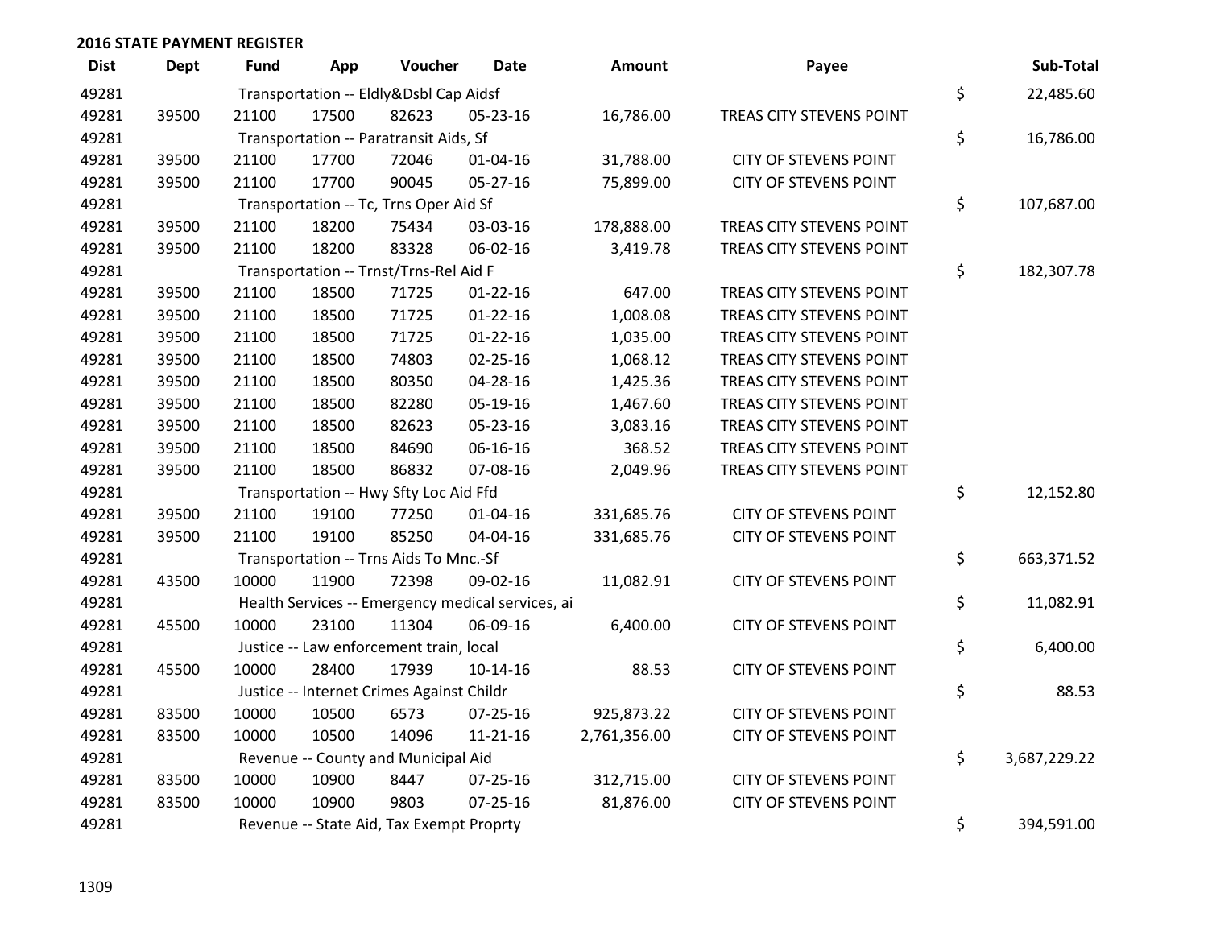## 2016 STATE PAYMENT REGISTER

| Dist | Dept | Fund | App | Voucher | Date | Amount | Payee | Sub-Total |
|---|---|---|---|---|---|---|---|---|
| 49281 | | Transportation -- Eldly&Dsbl Cap Aidsf | | | | | | $ 22,485.60 |
| 49281 | 39500 | 21100 | 17500 | 82623 | 05-23-16 | 16,786.00 | TREAS CITY STEVENS POINT | |
| 49281 | | Transportation -- Paratransit Aids, Sf | | | | | | $ 16,786.00 |
| 49281 | 39500 | 21100 | 17700 | 72046 | 01-04-16 | 31,788.00 | CITY OF STEVENS POINT | |
| 49281 | 39500 | 21100 | 17700 | 90045 | 05-27-16 | 75,899.00 | CITY OF STEVENS POINT | |
| 49281 | | Transportation -- Tc, Trns Oper Aid Sf | | | | | | $ 107,687.00 |
| 49281 | 39500 | 21100 | 18200 | 75434 | 03-03-16 | 178,888.00 | TREAS CITY STEVENS POINT | |
| 49281 | 39500 | 21100 | 18200 | 83328 | 06-02-16 | 3,419.78 | TREAS CITY STEVENS POINT | |
| 49281 | | Transportation -- Trnst/Trns-Rel Aid F | | | | | | $ 182,307.78 |
| 49281 | 39500 | 21100 | 18500 | 71725 | 01-22-16 | 647.00 | TREAS CITY STEVENS POINT | |
| 49281 | 39500 | 21100 | 18500 | 71725 | 01-22-16 | 1,008.08 | TREAS CITY STEVENS POINT | |
| 49281 | 39500 | 21100 | 18500 | 71725 | 01-22-16 | 1,035.00 | TREAS CITY STEVENS POINT | |
| 49281 | 39500 | 21100 | 18500 | 74803 | 02-25-16 | 1,068.12 | TREAS CITY STEVENS POINT | |
| 49281 | 39500 | 21100 | 18500 | 80350 | 04-28-16 | 1,425.36 | TREAS CITY STEVENS POINT | |
| 49281 | 39500 | 21100 | 18500 | 82280 | 05-19-16 | 1,467.60 | TREAS CITY STEVENS POINT | |
| 49281 | 39500 | 21100 | 18500 | 82623 | 05-23-16 | 3,083.16 | TREAS CITY STEVENS POINT | |
| 49281 | 39500 | 21100 | 18500 | 84690 | 06-16-16 | 368.52 | TREAS CITY STEVENS POINT | |
| 49281 | 39500 | 21100 | 18500 | 86832 | 07-08-16 | 2,049.96 | TREAS CITY STEVENS POINT | |
| 49281 | | Transportation -- Hwy Sfty Loc Aid Ffd | | | | | | $ 12,152.80 |
| 49281 | 39500 | 21100 | 19100 | 77250 | 01-04-16 | 331,685.76 | CITY OF STEVENS POINT | |
| 49281 | 39500 | 21100 | 19100 | 85250 | 04-04-16 | 331,685.76 | CITY OF STEVENS POINT | |
| 49281 | | Transportation -- Trns Aids To Mnc.-Sf | | | | | | $ 663,371.52 |
| 49281 | 43500 | 10000 | 11900 | 72398 | 09-02-16 | 11,082.91 | CITY OF STEVENS POINT | |
| 49281 | | Health Services -- Emergency medical services, ai | | | | | | $ 11,082.91 |
| 49281 | 45500 | 10000 | 23100 | 11304 | 06-09-16 | 6,400.00 | CITY OF STEVENS POINT | |
| 49281 | | Justice -- Law enforcement train, local | | | | | | $ 6,400.00 |
| 49281 | 45500 | 10000 | 28400 | 17939 | 10-14-16 | 88.53 | CITY OF STEVENS POINT | |
| 49281 | | Justice -- Internet Crimes Against Childr | | | | | | $ 88.53 |
| 49281 | 83500 | 10000 | 10500 | 6573 | 07-25-16 | 925,873.22 | CITY OF STEVENS POINT | |
| 49281 | 83500 | 10000 | 10500 | 14096 | 11-21-16 | 2,761,356.00 | CITY OF STEVENS POINT | |
| 49281 | | Revenue -- County and Municipal Aid | | | | | | $ 3,687,229.22 |
| 49281 | 83500 | 10000 | 10900 | 8447 | 07-25-16 | 312,715.00 | CITY OF STEVENS POINT | |
| 49281 | 83500 | 10000 | 10900 | 9803 | 07-25-16 | 81,876.00 | CITY OF STEVENS POINT | |
| 49281 | | Revenue -- State Aid, Tax Exempt Proprty | | | | | | $ 394,591.00 |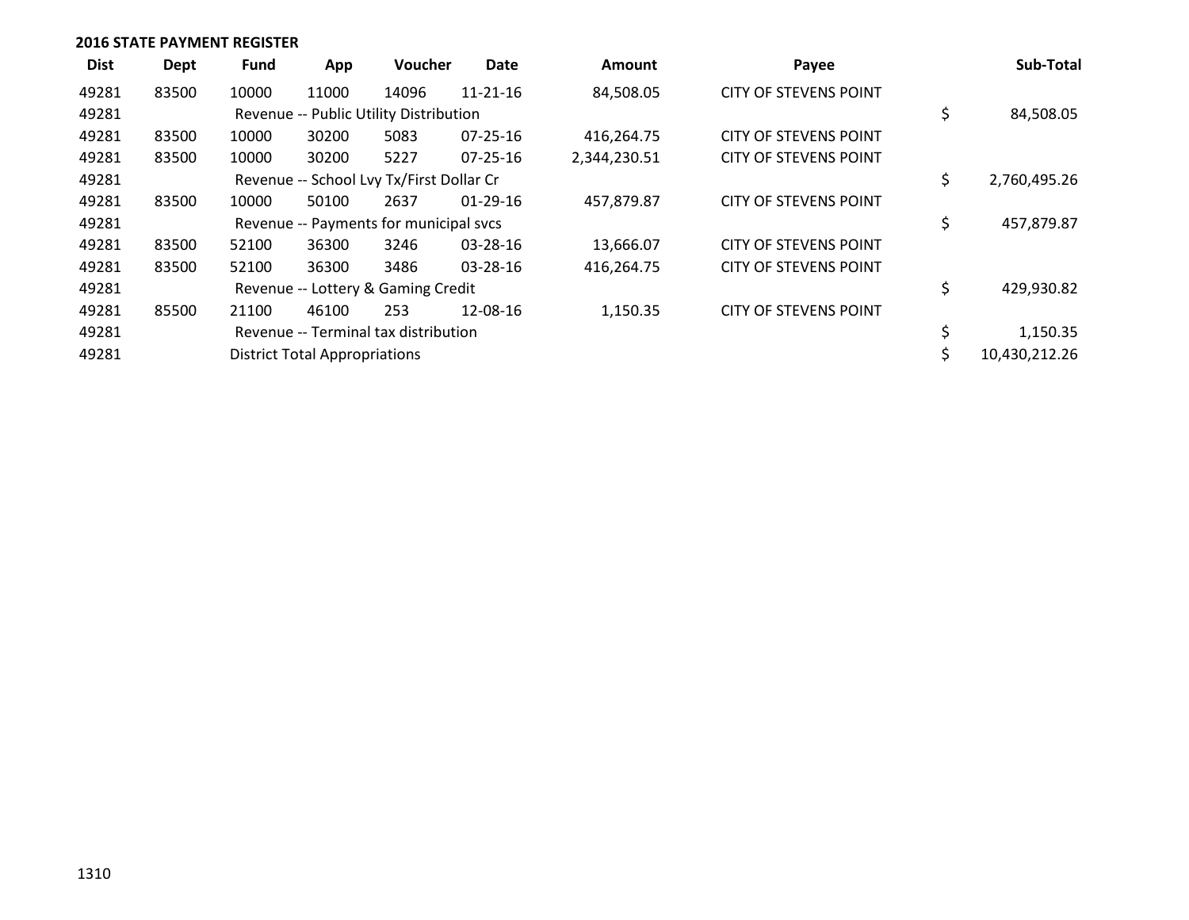**2016 STATE PAYMENT REGISTER**

| Dist | Dept | Fund | App | Voucher | Date | Amount | Payee | Sub-Total |
|---|---|---|---|---|---|---|---|---|
| 49281 | 83500 | 10000 | 11000 | 14096 | 11-21-16 | 84,508.05 | CITY OF STEVENS POINT | |
| 49281 | | Revenue -- Public Utility Distribution | | | | | | $ 84,508.05 |
| 49281 | 83500 | 10000 | 30200 | 5083 | 07-25-16 | 416,264.75 | CITY OF STEVENS POINT | |
| 49281 | 83500 | 10000 | 30200 | 5227 | 07-25-16 | 2,344,230.51 | CITY OF STEVENS POINT | |
| 49281 | | Revenue -- School Lvy Tx/First Dollar Cr | | | | | | $ 2,760,495.26 |
| 49281 | 83500 | 10000 | 50100 | 2637 | 01-29-16 | 457,879.87 | CITY OF STEVENS POINT | |
| 49281 | | Revenue -- Payments for municipal svcs | | | | | | $ 457,879.87 |
| 49281 | 83500 | 52100 | 36300 | 3246 | 03-28-16 | 13,666.07 | CITY OF STEVENS POINT | |
| 49281 | 83500 | 52100 | 36300 | 3486 | 03-28-16 | 416,264.75 | CITY OF STEVENS POINT | |
| 49281 | | Revenue -- Lottery & Gaming Credit | | | | | | $ 429,930.82 |
| 49281 | 85500 | 21100 | 46100 | 253 | 12-08-16 | 1,150.35 | CITY OF STEVENS POINT | |
| 49281 | | Revenue -- Terminal tax distribution | | | | | | $ 1,150.35 |
| 49281 | | District Total Appropriations | | | | | | $ 10,430,212.26 |